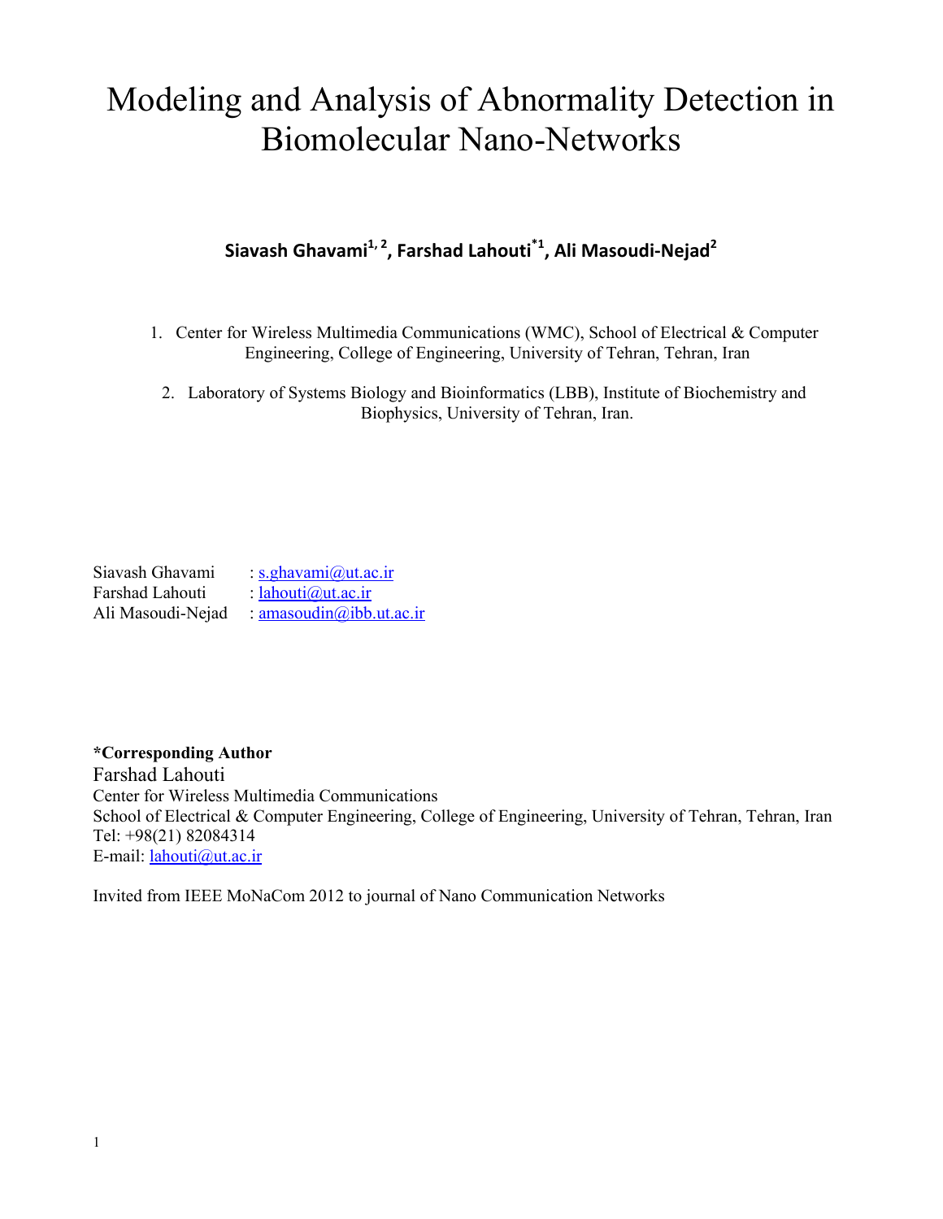# Modeling and Analysis of Abnormality Detection in Biomolecular Nano-Networks

**Siavash Ghavami[1, 2], Farshad Lahouti[*1], Ali Masoudi-Nejad[2]**

1. Center for Wireless Multimedia Communications (WMC), School of Electrical & Computer Engineering, College of Engineering, University of Tehran, Tehran, Iran
2. Laboratory of Systems Biology and Bioinformatics (LBB), Institute of Biochemistry and Biophysics, University of Tehran, Iran.

Siavash Ghavami : s.ghavami@ut.ac.ir
Farshad Lahouti : lahouti@ut.ac.ir
Ali Masoudi-Nejad : amasoudin@ibb.ut.ac.ir

**\*Corresponding Author**
Farshad Lahouti
Center for Wireless Multimedia Communications
School of Electrical & Computer Engineering, College of Engineering, University of Tehran, Tehran, Iran
Tel: +98(21) 82084314
E-mail: lahouti@ut.ac.ir

Invited from IEEE MoNaCom 2012 to journal of Nano Communication Networks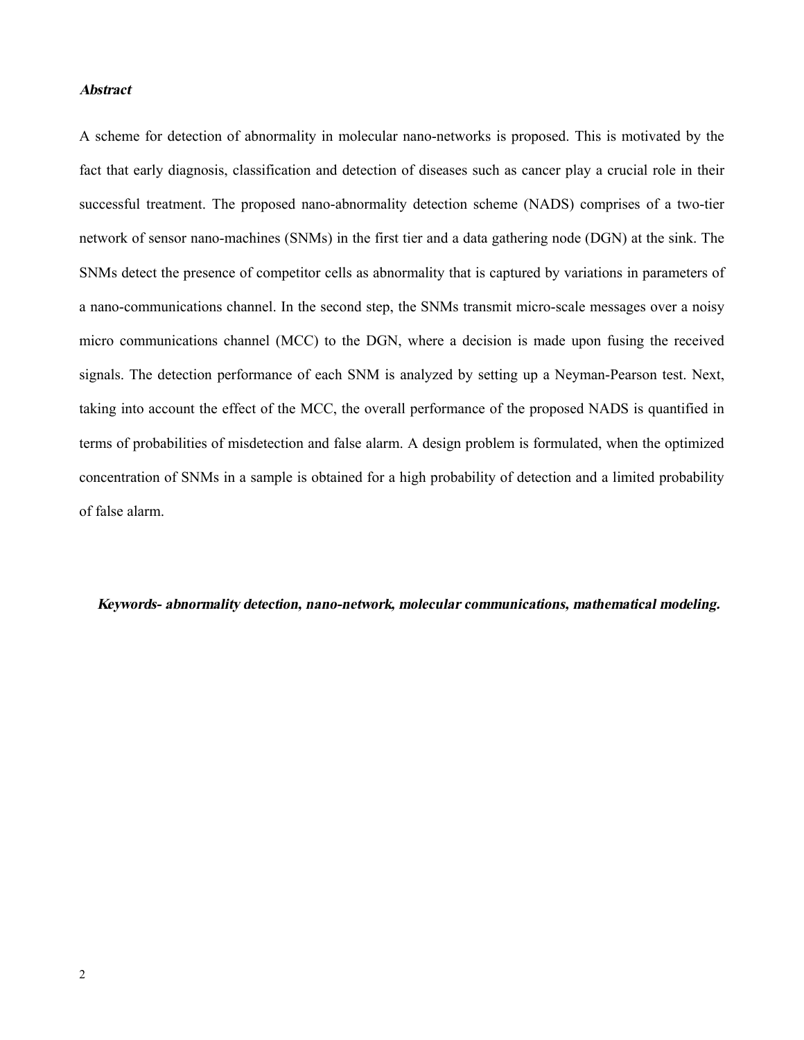***Abstract***

A scheme for detection of abnormality in molecular nano-networks is proposed. This is motivated by the fact that early diagnosis, classification and detection of diseases such as cancer play a crucial role in their successful treatment. The proposed nano-abnormality detection scheme (NADS) comprises of a two-tier network of sensor nano-machines (SNMs) in the first tier and a data gathering node (DGN) at the sink. The SNMs detect the presence of competitor cells as abnormality that is captured by variations in parameters of a nano-communications channel. In the second step, the SNMs transmit micro-scale messages over a noisy micro communications channel (MCC) to the DGN, where a decision is made upon fusing the received signals. The detection performance of each SNM is analyzed by setting up a Neyman-Pearson test. Next, taking into account the effect of the MCC, the overall performance of the proposed NADS is quantified in terms of probabilities of misdetection and false alarm. A design problem is formulated, when the optimized concentration of SNMs in a sample is obtained for a high probability of detection and a limited probability of false alarm.

***Keywords- abnormality detection, nano-network, molecular communications, mathematical modeling.***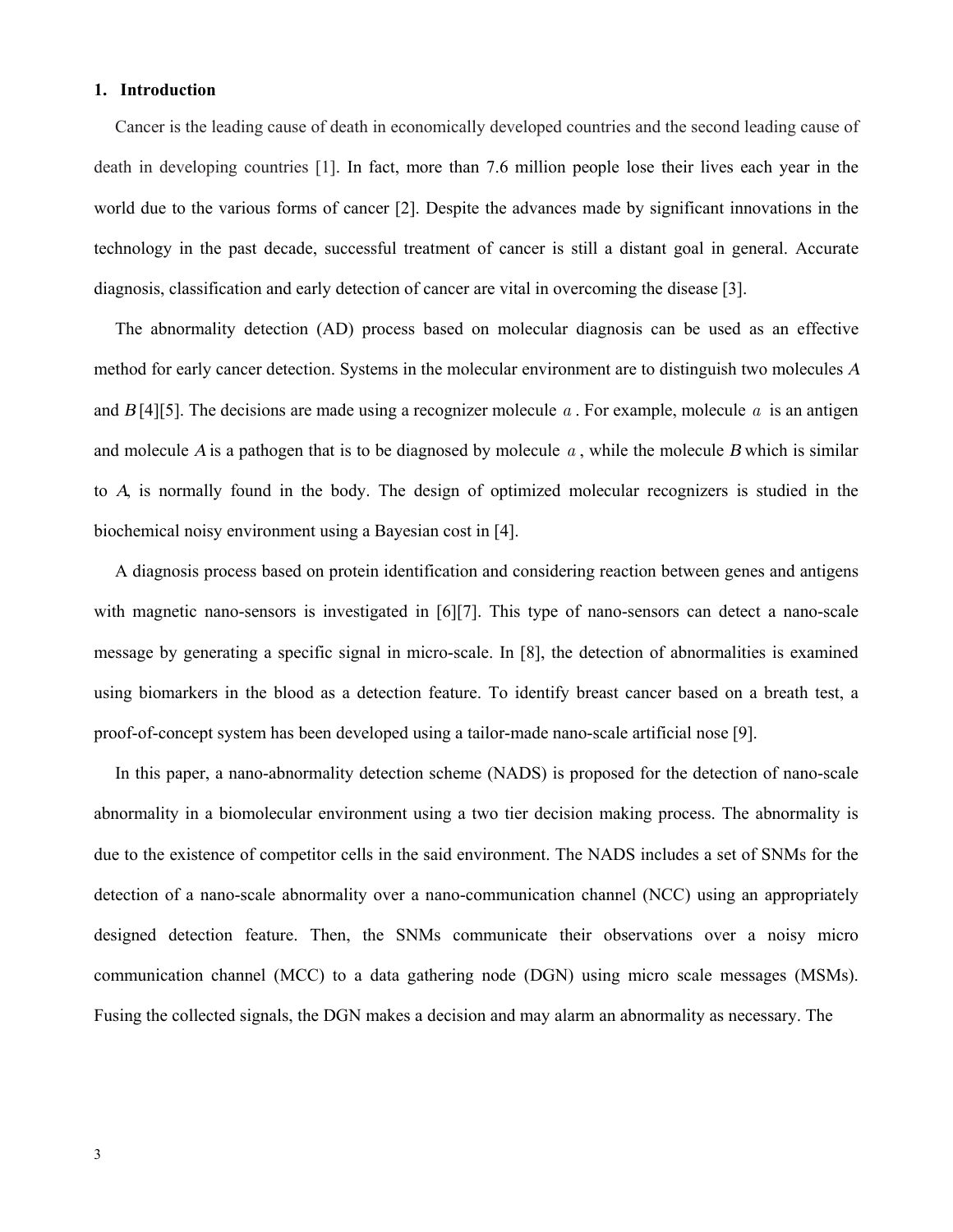## 1. Introduction

Cancer is the leading cause of death in economically developed countries and the second leading cause of death in developing countries [1]. In fact, more than 7.6 million people lose their lives each year in the world due to the various forms of cancer [2]. Despite the advances made by significant innovations in the technology in the past decade, successful treatment of cancer is still a distant goal in general. Accurate diagnosis, classification and early detection of cancer are vital in overcoming the disease [3].

The abnormality detection (AD) process based on molecular diagnosis can be used as an effective method for early cancer detection. Systems in the molecular environment are to distinguish two molecules $A$ and $B$ [4][5]. The decisions are made using a recognizer molecule $a$. For example, molecule $a$ is an antigen and molecule $A$ is a pathogen that is to be diagnosed by molecule $a$, while the molecule $B$ which is similar to $A$, is normally found in the body. The design of optimized molecular recognizers is studied in the biochemical noisy environment using a Bayesian cost in [4].

A diagnosis process based on protein identification and considering reaction between genes and antigens with magnetic nano-sensors is investigated in [6][7]. This type of nano-sensors can detect a nano-scale message by generating a specific signal in micro-scale. In [8], the detection of abnormalities is examined using biomarkers in the blood as a detection feature. To identify breast cancer based on a breath test, a proof-of-concept system has been developed using a tailor-made nano-scale artificial nose [9].

In this paper, a nano-abnormality detection scheme (NADS) is proposed for the detection of nano-scale abnormality in a biomolecular environment using a two tier decision making process. The abnormality is due to the existence of competitor cells in the said environment. The NADS includes a set of SNMs for the detection of a nano-scale abnormality over a nano-communication channel (NCC) using an appropriately designed detection feature. Then, the SNMs communicate their observations over a noisy micro communication channel (MCC) to a data gathering node (DGN) using micro scale messages (MSMs). Fusing the collected signals, the DGN makes a decision and may alarm an abnormality as necessary. The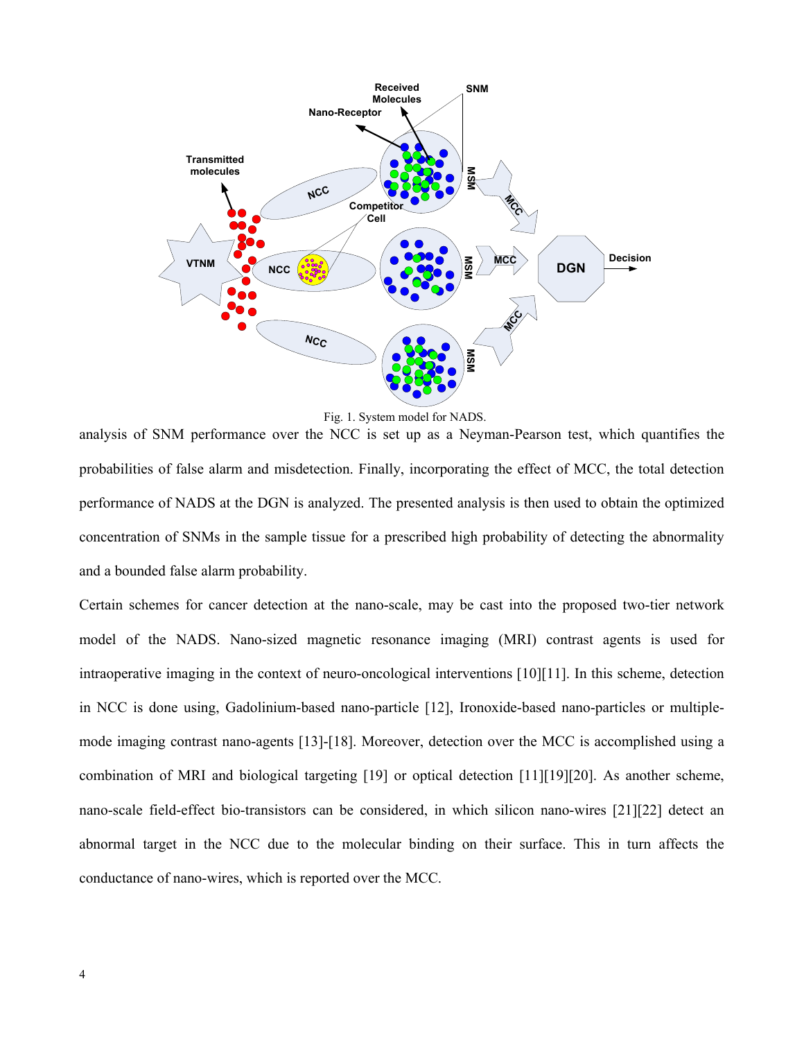Fig. 1. System model for NADS.

analysis of SNM performance over the NCC is set up as a Neyman-Pearson test, which quantifies the probabilities of false alarm and misdetection. Finally, incorporating the effect of MCC, the total detection performance of NADS at the DGN is analyzed. The presented analysis is then used to obtain the optimized concentration of SNMs in the sample tissue for a prescribed high probability of detecting the abnormality and a bounded false alarm probability.

Certain schemes for cancer detection at the nano-scale, may be cast into the proposed two-tier network model of the NADS. Nano-sized magnetic resonance imaging (MRI) contrast agents is used for intraoperative imaging in the context of neuro-oncological interventions [10][11]. In this scheme, detection in NCC is done using, Gadolinium-based nano-particle [12], Ironoxide-based nano-particles or multiple-mode imaging contrast nano-agents [13]-[18]. Moreover, detection over the MCC is accomplished using a combination of MRI and biological targeting [19] or optical detection [11][19][20]. As another scheme, nano-scale field-effect bio-transistors can be considered, in which silicon nano-wires [21][22] detect an abnormal target in the NCC due to the molecular binding on their surface. This in turn affects the conductance of nano-wires, which is reported over the MCC.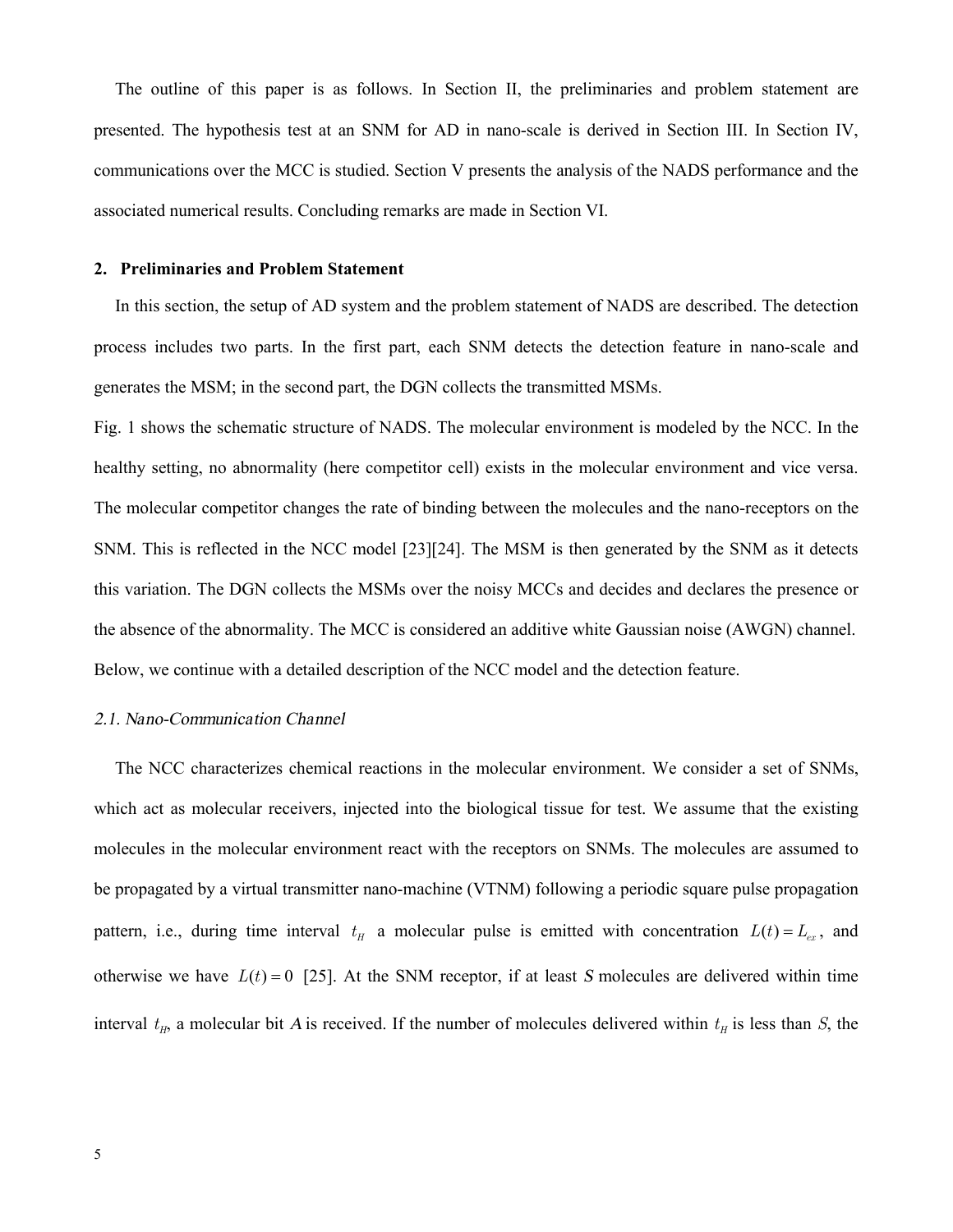The outline of this paper is as follows. In Section II, the preliminaries and problem statement are presented. The hypothesis test at an SNM for AD in nano-scale is derived in Section III. In Section IV, communications over the MCC is studied. Section V presents the analysis of the NADS performance and the associated numerical results. Concluding remarks are made in Section VI.

## 2. Preliminaries and Problem Statement

In this section, the setup of AD system and the problem statement of NADS are described. The detection process includes two parts. In the first part, each SNM detects the detection feature in nano-scale and generates the MSM; in the second part, the DGN collects the transmitted MSMs.

Fig. 1 shows the schematic structure of NADS. The molecular environment is modeled by the NCC. In the healthy setting, no abnormality (here competitor cell) exists in the molecular environment and vice versa. The molecular competitor changes the rate of binding between the molecules and the nano-receptors on the SNM. This is reflected in the NCC model [23][24]. The MSM is then generated by the SNM as it detects this variation. The DGN collects the MSMs over the noisy MCCs and decides and declares the presence or the absence of the abnormality. The MCC is considered an additive white Gaussian noise (AWGN) channel. Below, we continue with a detailed description of the NCC model and the detection feature.

### *2.1. Nano-Communication Channel*

The NCC characterizes chemical reactions in the molecular environment. We consider a set of SNMs, which act as molecular receivers, injected into the biological tissue for test. We assume that the existing molecules in the molecular environment react with the receptors on SNMs. The molecules are assumed to be propagated by a virtual transmitter nano-machine (VTNM) following a periodic square pulse propagation pattern, i.e., during time interval $t_H$ a molecular pulse is emitted with concentration $L(t) = L_{ex}$, and otherwise we have $L(t) = 0$ [25]. At the SNM receptor, if at least $S$ molecules are delivered within time interval $t_H$, a molecular bit $A$ is received. If the number of molecules delivered within $t_H$ is less than $S$, the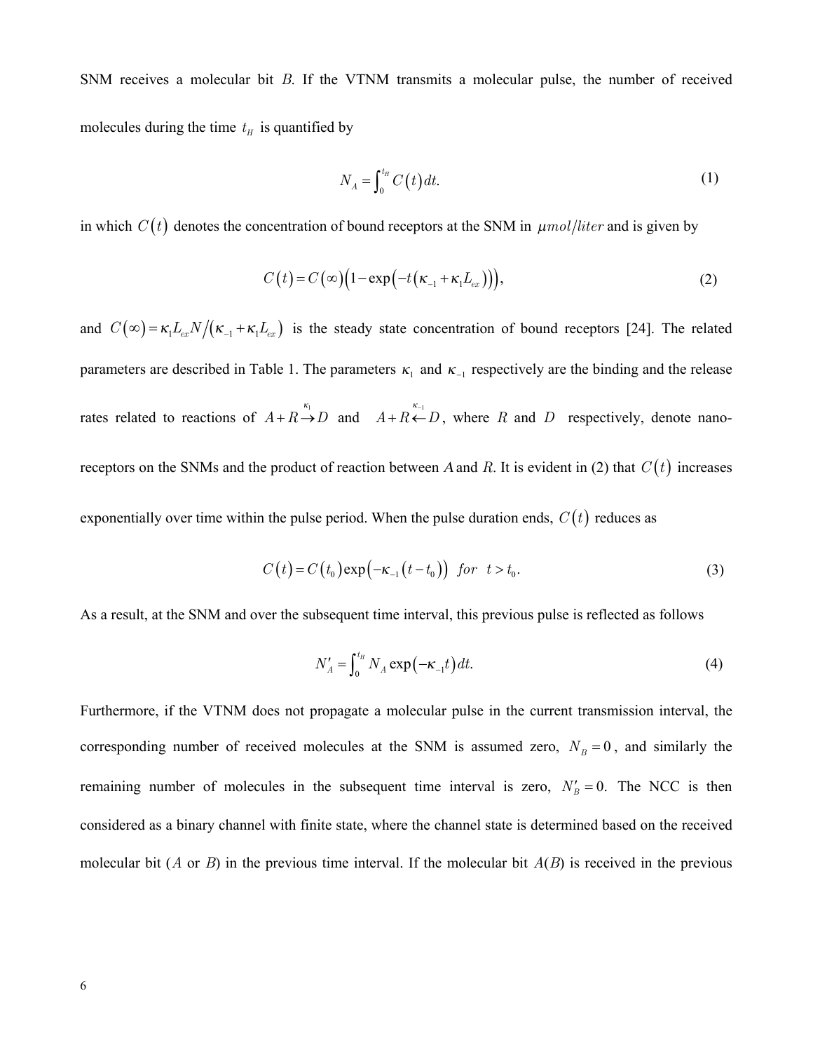SNM receives a molecular bit $B$. If the VTNM transmits a molecular pulse, the number of received molecules during the time $t_H$ is quantified by

$$N_A = \int_0^{t_H} C(t)\,dt. \tag{1}$$

in which $C(t)$ denotes the concentration of bound receptors at the SNM in $\mu mol/liter$ and is given by

$$C(t) = C(\infty)\left(1 - \exp\left(-t\left(\kappa_{-1} + \kappa_1 L_{ex}\right)\right)\right), \tag{2}$$

and $C(\infty) = \kappa_1 L_{ex} N / \left(\kappa_{-1} + \kappa_1 L_{ex}\right)$ is the steady state concentration of bound receptors [24]. The related parameters are described in Table 1. The parameters $\kappa_1$ and $\kappa_{-1}$ respectively are the binding and the release rates related to reactions of $A + R \xrightarrow{\kappa_1} D$ and $A + R \xleftarrow{\kappa_{-1}} D$, where $R$ and $D$ respectively, denote nano-receptors on the SNMs and the product of reaction between $A$ and $R$. It is evident in (2) that $C(t)$ increases exponentially over time within the pulse period. When the pulse duration ends, $C(t)$ reduces as

$$C(t) = C(t_0)\exp\left(-\kappa_{-1}\left(t - t_0\right)\right) \;\; for \;\; t > t_0. \tag{3}$$

As a result, at the SNM and over the subsequent time interval, this previous pulse is reflected as follows

$$N'_A = \int_0^{t_H} N_A \exp\left(-\kappa_{-1} t\right) dt. \tag{4}$$

Furthermore, if the VTNM does not propagate a molecular pulse in the current transmission interval, the corresponding number of received molecules at the SNM is assumed zero, $N_B = 0$, and similarly the remaining number of molecules in the subsequent time interval is zero, $N'_B = 0$. The NCC is then considered as a binary channel with finite state, where the channel state is determined based on the received molecular bit ($A$ or $B$) in the previous time interval. If the molecular bit $A(B)$ is received in the previous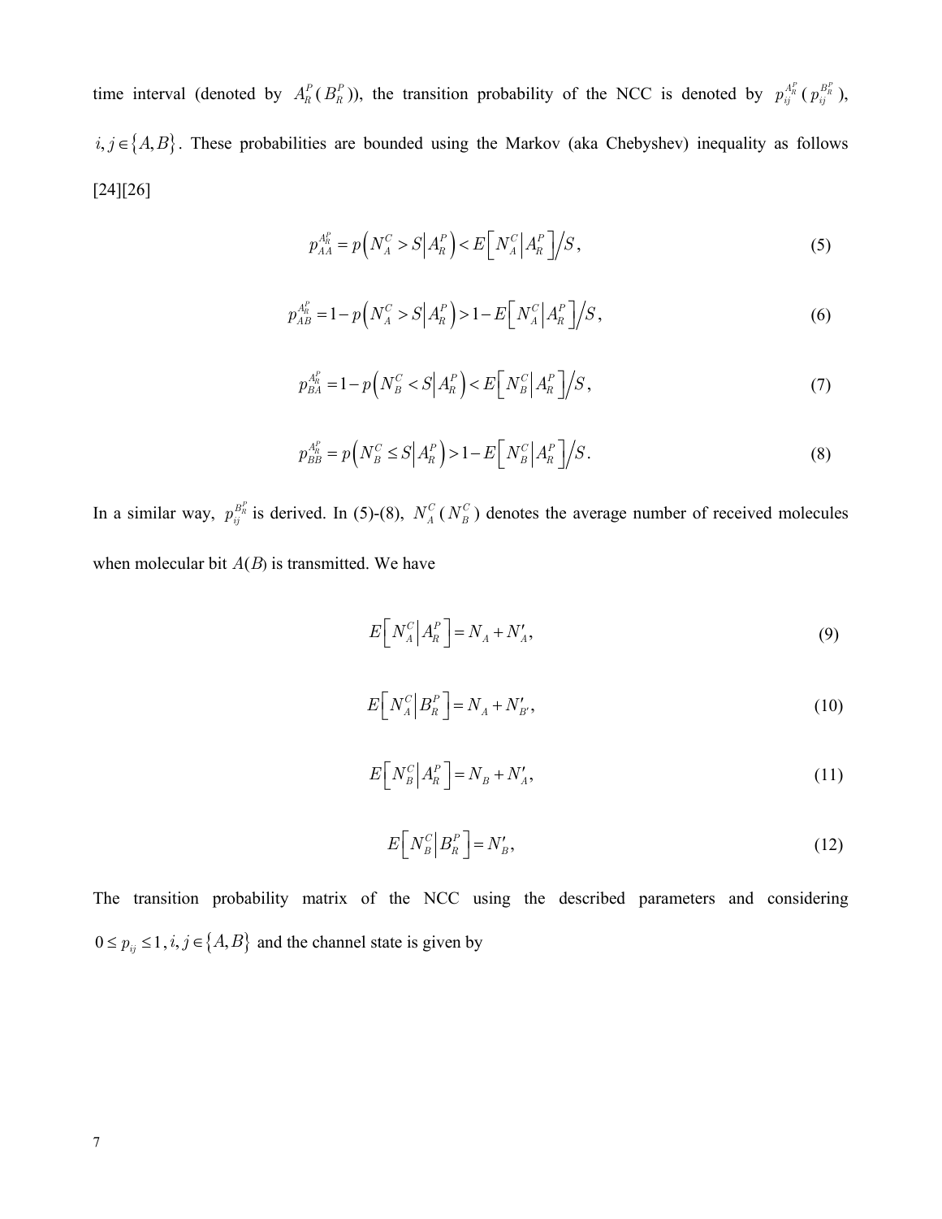time interval (denoted by $A_R^P$ ($B_R^P$)), the transition probability of the NCC is denoted by $p_{ij}^{A_R^P}$ ($p_{ij}^{B_R^P}$), $i, j \in \{A, B\}$. These probabilities are bounded using the Markov (aka Chebyshev) inequality as follows [24][26]

$$p_{AA}^{A_R^P} = p\left(N_A^C > S \middle| A_R^P\right) < E\left[N_A^C \middle| A_R^P\right] \Big/ S, \tag{5}$$

$$p_{AB}^{A_R^P} = 1 - p\left(N_A^C > S \middle| A_R^P\right) > 1 - E\left[N_A^C \middle| A_R^P\right] \Big/ S, \tag{6}$$

$$p_{BA}^{A_R^P} = 1 - p\left(N_B^C < S \middle| A_R^P\right) < E\left[N_B^C \middle| A_R^P\right] \Big/ S, \tag{7}$$

$$p_{BB}^{A_R^P} = p\left(N_B^C \le S \middle| A_R^P\right) > 1 - E\left[N_B^C \middle| A_R^P\right] \Big/ S. \tag{8}$$

In a similar way, $p_{ij}^{B_R^P}$ is derived. In (5)-(8), $N_A^C$ ($N_B^C$) denotes the average number of received molecules when molecular bit $A$($B$) is transmitted. We have

$$E\left[N_A^C \middle| A_R^P\right] = N_A + N'_A, \tag{9}$$

$$E\left[N_A^C \middle| B_R^P\right] = N_A + N'_{B'}, \tag{10}$$

$$E\left[N_B^C \middle| A_R^P\right] = N_B + N'_A, \tag{11}$$

$$E\left[N_B^C \middle| B_R^P\right] = N'_B, \tag{12}$$

The transition probability matrix of the NCC using the described parameters and considering $0 \le p_{ij} \le 1, i, j \in \{A, B\}$ and the channel state is given by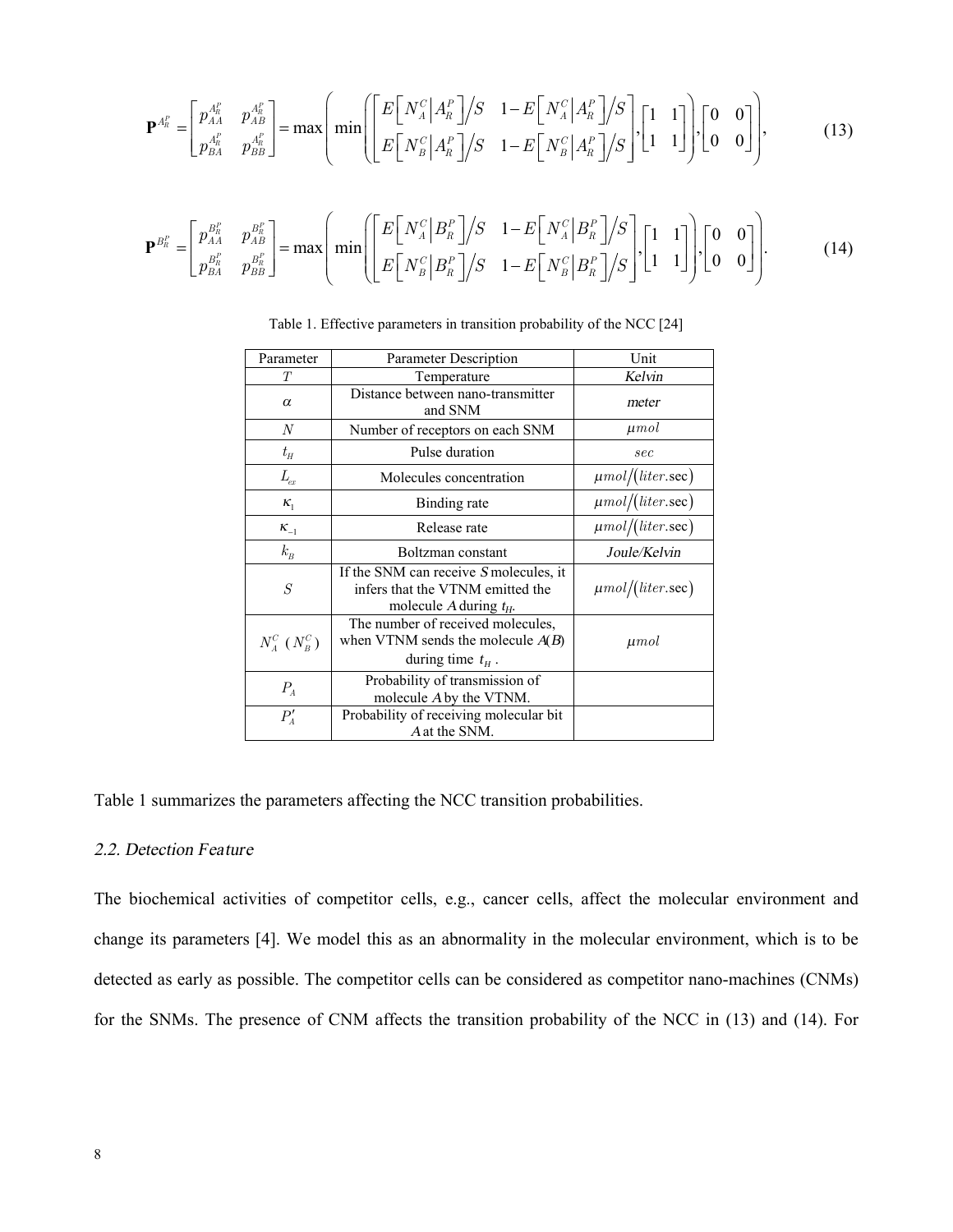$$\mathbf{P}^{A_R^P} = \begin{bmatrix} p_{AA}^{A_R^P} & p_{AB}^{A_R^P} \\ p_{BA}^{A_R^P} & p_{BB}^{A_R^P} \end{bmatrix} = \max\left( \min\left( \begin{bmatrix} E\left[N_A^C \middle| A_R^P\right]/S & 1-E\left[N_A^C \middle| A_R^P\right]/S \\ E\left[N_B^C \middle| A_R^P\right]/S & 1-E\left[N_B^C \middle| A_R^P\right]/S \end{bmatrix}, \begin{bmatrix} 1 & 1 \\ 1 & 1 \end{bmatrix} \right), \begin{bmatrix} 0 & 0 \\ 0 & 0 \end{bmatrix} \right), \tag{13}$$

$$\mathbf{P}^{B_R^P} = \begin{bmatrix} p_{AA}^{B_R^P} & p_{AB}^{B_R^P} \\ p_{BA}^{B_R^P} & p_{BB}^{B_R^P} \end{bmatrix} = \max\left( \min\left( \begin{bmatrix} E\left[N_A^C \middle| B_R^P\right]/S & 1-E\left[N_A^C \middle| B_R^P\right]/S \\ E\left[N_B^C \middle| B_R^P\right]/S & 1-E\left[N_B^C \middle| B_R^P\right]/S \end{bmatrix}, \begin{bmatrix} 1 & 1 \\ 1 & 1 \end{bmatrix} \right), \begin{bmatrix} 0 & 0 \\ 0 & 0 \end{bmatrix} \right). \tag{14}$$

Table 1. Effective parameters in transition probability of the NCC [24]

| Parameter | Parameter Description | Unit |
|---|---|---|
| $T$ | Temperature | Kelvin |
| $\alpha$ | Distance between nano-transmitter and SNM | meter |
| $N$ | Number of receptors on each SNM | $\mu mol$ |
| $t_H$ | Pulse duration | $sec$ |
| $L_{ex}$ | Molecules concentration | $\mu mol/(liter.\text{sec})$ |
| $\kappa_1$ | Binding rate | $\mu mol/(liter.\text{sec})$ |
| $\kappa_{-1}$ | Release rate | $\mu mol/(liter.\text{sec})$ |
| $k_B$ | Boltzman constant | Joule/Kelvin |
| $S$ | If the SNM can receive $S$ molecules, it infers that the VTNM emitted the molecule $A$ during $t_H$. | $\mu mol/(liter.\text{sec})$ |
| $N_A^C$ ($N_B^C$) | The number of received molecules, when VTNM sends the molecule $A$($B$) during time $t_H$. | $\mu mol$ |
| $P_A$ | Probability of transmission of molecule $A$ by the VTNM. | |
| $P_A'$ | Probability of receiving molecular bit $A$ at the SNM. | |

Table 1 summarizes the parameters affecting the NCC transition probabilities.

### 2.2. Detection Feature

The biochemical activities of competitor cells, e.g., cancer cells, affect the molecular environment and change its parameters [4]. We model this as an abnormality in the molecular environment, which is to be detected as early as possible. The competitor cells can be considered as competitor nano-machines (CNMs) for the SNMs. The presence of CNM affects the transition probability of the NCC in (13) and (14). For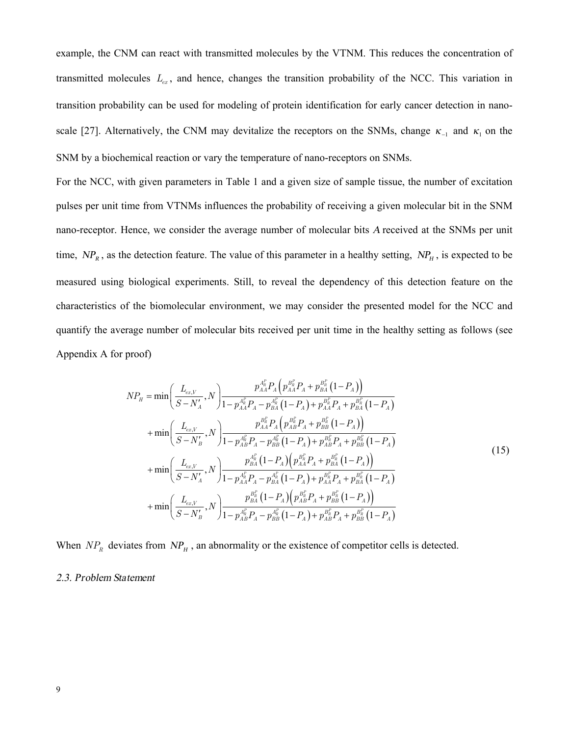example, the CNM can react with transmitted molecules by the VTNM. This reduces the concentration of transmitted molecules $L_{ex}$, and hence, changes the transition probability of the NCC. This variation in transition probability can be used for modeling of protein identification for early cancer detection in nano-scale [27]. Alternatively, the CNM may devitalize the receptors on the SNMs, change $\kappa_{-1}$ and $\kappa_{1}$ on the SNM by a biochemical reaction or vary the temperature of nano-receptors on SNMs.

For the NCC, with given parameters in Table 1 and a given size of sample tissue, the number of excitation pulses per unit time from VTNMs influences the probability of receiving a given molecular bit in the SNM nano-receptor. Hence, we consider the average number of molecular bits *A* received at the SNMs per unit time, $NP_R$, as the detection feature. The value of this parameter in a healthy setting, $NP_H$, is expected to be measured using biological experiments. Still, to reveal the dependency of this detection feature on the characteristics of the biomolecular environment, we may consider the presented model for the NCC and quantify the average number of molecular bits received per unit time in the healthy setting as follows (see Appendix A for proof)

$$
\begin{aligned}
NP_H = &\min\left(\frac{L_{ex,V}}{S-N'_A}, N\right)\frac{p_{AA}^{A_R^P}P_A\left(p_{AA}^{B_R^P}P_A + p_{BA}^{B_R^P}\left(1-P_A\right)\right)}{1-p_{AA}^{A_R^P}P_A - p_{BA}^{A_R^P}\left(1-P_A\right)+p_{AA}^{B_R^P}P_A + p_{BA}^{B_R^P}\left(1-P_A\right)} \\
&+\min\left(\frac{L_{ex,V}}{S-N'_B}, N\right)\frac{p_{AA}^{B_R^P}P_A\left(p_{AB}^{B_R^P}P_A + p_{BB}^{B_R^P}\left(1-P_A\right)\right)}{1-p_{AB}^{A_R^P}P_A - p_{BB}^{A_R^P}\left(1-P_A\right)+p_{AB}^{B_R^P}P_A + p_{BB}^{B_R^P}\left(1-P_A\right)} \\
&+\min\left(\frac{L_{ex,V}}{S-N'_A}, N\right)\frac{p_{BA}^{A_R^P}\left(1-P_A\right)\left(p_{AA}^{B_R^P}P_A + p_{BA}^{B_R^P}\left(1-P_A\right)\right)}{1-p_{AA}^{A_R^P}P_A - p_{BA}^{A_R^P}\left(1-P_A\right)+p_{AA}^{B_R^P}P_A + p_{BA}^{B_R^P}\left(1-P_A\right)} \\
&+\min\left(\frac{L_{ex,V}}{S-N'_B}, N\right)\frac{p_{BA}^{B_R^P}\left(1-P_A\right)\left(p_{AB}^{B_R^P}P_A + p_{BB}^{B_R^P}\left(1-P_A\right)\right)}{1-p_{AB}^{A_R^P}P_A - p_{BB}^{A_R^P}\left(1-P_A\right)+p_{AB}^{B_R^P}P_A + p_{BB}^{B_R^P}\left(1-P_A\right)}
\end{aligned}
\tag{15}
$$

When $NP_R$ deviates from $NP_H$, an abnormality or the existence of competitor cells is detected.

### *2.3. Problem Statement*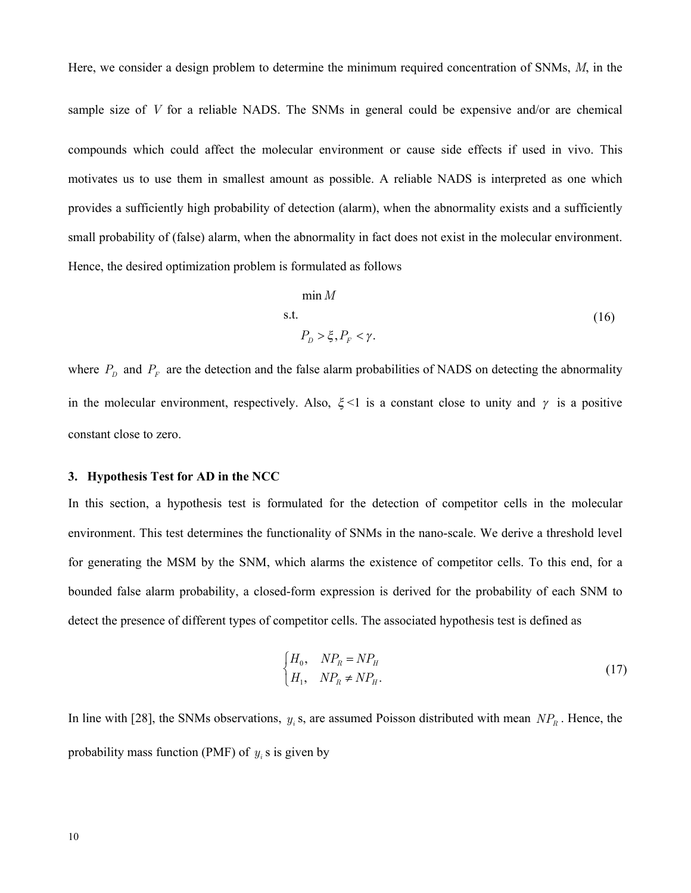Here, we consider a design problem to determine the minimum required concentration of SNMs, $M$, in the sample size of $V$ for a reliable NADS. The SNMs in general could be expensive and/or are chemical compounds which could affect the molecular environment or cause side effects if used in vivo. This motivates us to use them in smallest amount as possible. A reliable NADS is interpreted as one which provides a sufficiently high probability of detection (alarm), when the abnormality exists and a sufficiently small probability of (false) alarm, when the abnormality in fact does not exist in the molecular environment. Hence, the desired optimization problem is formulated as follows

$$
\begin{aligned}
&\min M \\
\text{s.t.}& \\
&P_D > \xi, P_F < \gamma.
\end{aligned}
\tag{16}
$$

where $P_D$ and $P_F$ are the detection and the false alarm probabilities of NADS on detecting the abnormality in the molecular environment, respectively. Also, $\xi$ <1 is a constant close to unity and $\gamma$ is a positive constant close to zero.

## 3. Hypothesis Test for AD in the NCC

In this section, a hypothesis test is formulated for the detection of competitor cells in the molecular environment. This test determines the functionality of SNMs in the nano-scale. We derive a threshold level for generating the MSM by the SNM, which alarms the existence of competitor cells. To this end, for a bounded false alarm probability, a closed-form expression is derived for the probability of each SNM to detect the presence of different types of competitor cells. The associated hypothesis test is defined as

$$
\begin{cases}
H_0, & NP_R = NP_H \\
H_1, & NP_R \neq NP_H.
\end{cases}
\tag{17}
$$

In line with [28], the SNMs observations, $y_i$ s, are assumed Poisson distributed with mean $NP_R$. Hence, the probability mass function (PMF) of $y_i$ s is given by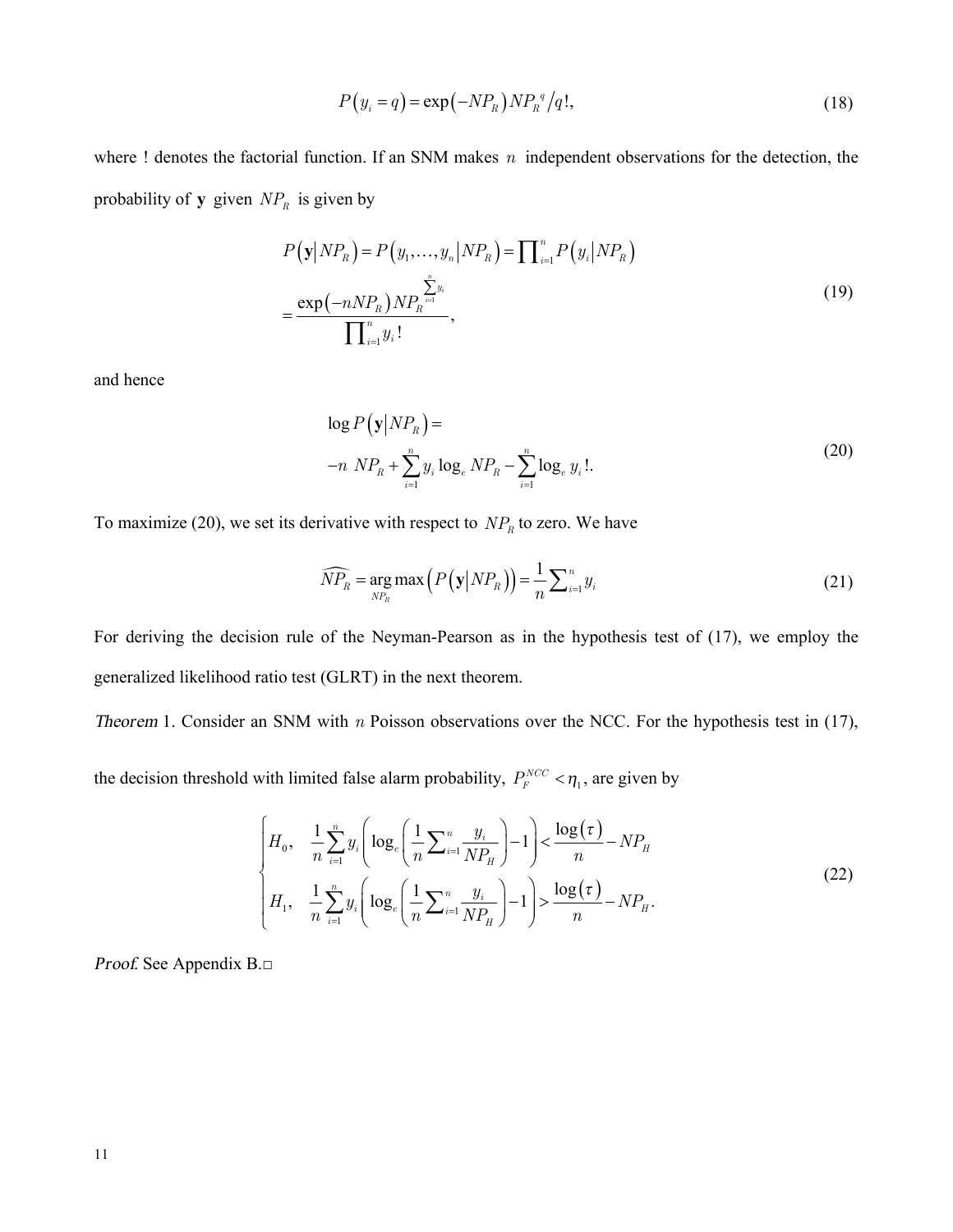$$P\left(y_i = q\right) = \exp\left(-NP_R\right) NP_R^{\,q} / q!, \tag{18}$$

where ! denotes the factorial function. If an SNM makes $n$ independent observations for the detection, the probability of $\mathbf{y}$ given $NP_R$ is given by

$$\begin{aligned} P\left(\mathbf{y} \middle| NP_R\right) &= P\left(y_1, \ldots, y_n \middle| NP_R\right) = \prod\nolimits_{i=1}^{n} P\left(y_i \middle| NP_R\right) \\ &= \frac{\exp\left(-nNP_R\right) NP_R^{\sum_{i=1}^{n} y_i}}{\prod\nolimits_{i=1}^{n} y_i\,!}, \end{aligned} \tag{19}$$

and hence

$$\begin{aligned} &\log P\left(\mathbf{y} \middle| NP_R\right) = \\ &-n\ NP_R + \sum_{i=1}^{n} y_i \log_e NP_R - \sum_{i=1}^{n} \log_e y_i\,!. \end{aligned} \tag{20}$$

To maximize (20), we set its derivative with respect to $NP_R$ to zero. We have

$$\widehat{NP_R} = \underset{NP_R}{\arg\max}\left(P\left(\mathbf{y} \middle| NP_R\right)\right) = \frac{1}{n}\sum\nolimits_{i=1}^{n} y_i \tag{21}$$

For deriving the decision rule of the Neyman-Pearson as in the hypothesis test of (17), we employ the generalized likelihood ratio test (GLRT) in the next theorem.

*Theorem* 1. Consider an SNM with $n$ Poisson observations over the NCC. For the hypothesis test in (17), the decision threshold with limited false alarm probability, $P_F^{NCC} < \eta_1$, are given by

$$\begin{cases} H_0, & \dfrac{1}{n}\displaystyle\sum_{i=1}^{n} y_i \left(\log_e\left(\dfrac{1}{n}\sum\nolimits_{i=1}^{n} \dfrac{y_i}{NP_H}\right) - 1\right) < \dfrac{\log(\tau)}{n} - NP_H \\ H_1, & \dfrac{1}{n}\displaystyle\sum_{i=1}^{n} y_i \left(\log_e\left(\dfrac{1}{n}\sum\nolimits_{i=1}^{n} \dfrac{y_i}{NP_H}\right) - 1\right) > \dfrac{\log(\tau)}{n} - NP_H. \end{cases} \tag{22}$$

*Proof.* See Appendix B.□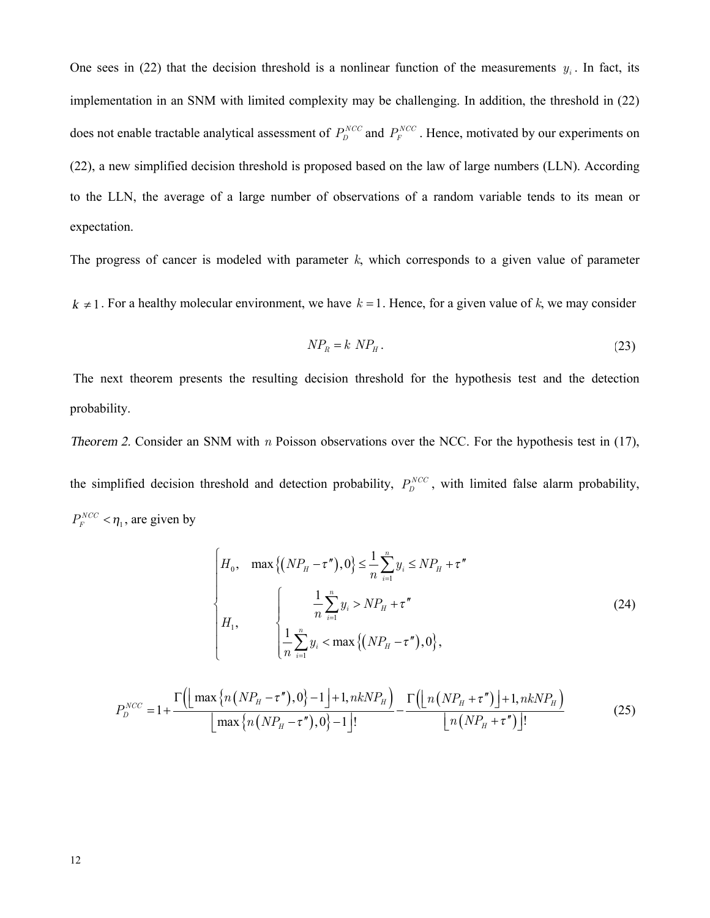One sees in (22) that the decision threshold is a nonlinear function of the measurements $y_i$. In fact, its implementation in an SNM with limited complexity may be challenging. In addition, the threshold in (22) does not enable tractable analytical assessment of $P_D^{NCC}$ and $P_F^{NCC}$. Hence, motivated by our experiments on (22), a new simplified decision threshold is proposed based on the law of large numbers (LLN). According to the LLN, the average of a large number of observations of a random variable tends to its mean or expectation.

The progress of cancer is modeled with parameter *k*, which corresponds to a given value of parameter $k \neq 1$. For a healthy molecular environment, we have $k = 1$. Hence, for a given value of *k*, we may consider

$$NP_R = k \; NP_H . \tag{23}$$

The next theorem presents the resulting decision threshold for the hypothesis test and the detection probability.

*Theorem 2.* Consider an SNM with $n$ Poisson observations over the NCC. For the hypothesis test in (17), the simplified decision threshold and detection probability, $P_D^{NCC}$, with limited false alarm probability, $P_F^{NCC} < \eta_1$, are given by

$$\begin{cases} H_0, & \max\left\{\left(NP_H - \tau''\right), 0\right\} \leq \dfrac{1}{n}\displaystyle\sum_{i=1}^{n} y_i \leq NP_H + \tau'' \\ H_1, & \begin{cases} \dfrac{1}{n}\displaystyle\sum_{i=1}^{n} y_i > NP_H + \tau'' \\ \dfrac{1}{n}\displaystyle\sum_{i=1}^{n} y_i < \max\left\{\left(NP_H - \tau''\right), 0\right\}, \end{cases} \end{cases} \tag{24}$$

$$P_D^{NCC} = 1 + \frac{\Gamma\left(\left\lfloor \max\left\{n\left(NP_H - \tau''\right), 0\right\} - 1 \right\rfloor + 1, nkNP_H\right)}{\left\lfloor \max\left\{n\left(NP_H - \tau''\right), 0\right\} - 1 \right\rfloor !} - \frac{\Gamma\left(\left\lfloor n\left(NP_H + \tau''\right)\right\rfloor + 1, nkNP_H\right)}{\left\lfloor n\left(NP_H + \tau''\right)\right\rfloor !} \tag{25}$$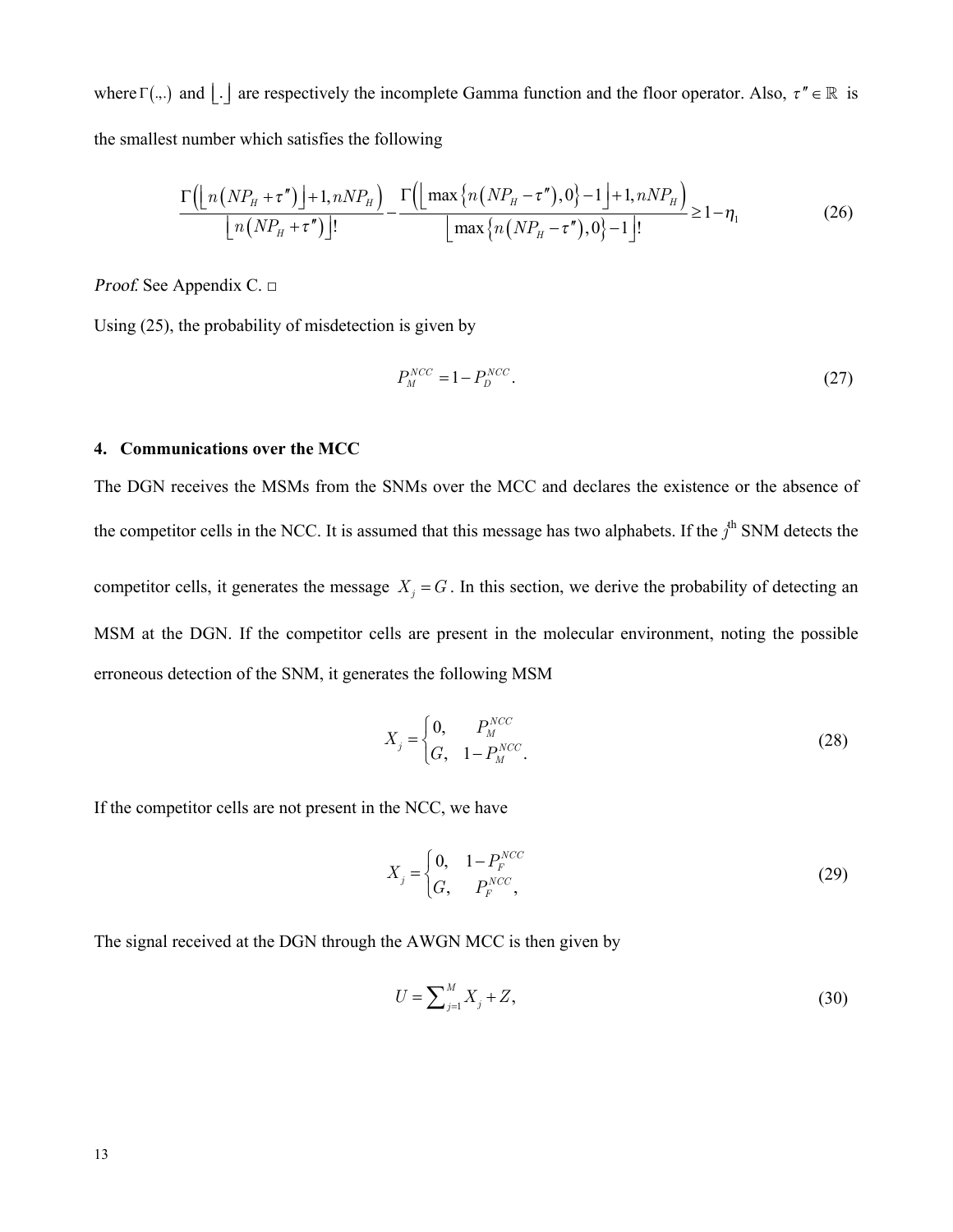where $\Gamma(.,.)$ and $\lfloor . \rfloor$ are respectively the incomplete Gamma function and the floor operator. Also, $\tau'' \in \mathbb{R}$ is the smallest number which satisfies the following

$$\frac{\Gamma\left(\left\lfloor n\left(NP_H+\tau''\right)\right\rfloor+1, nNP_H\right)}{\left\lfloor n\left(NP_H+\tau''\right)\right\rfloor!}-\frac{\Gamma\left(\left\lfloor \max\left\{n\left(NP_H-\tau''\right),0\right\}-1\right\rfloor+1, nNP_H\right)}{\left\lfloor \max\left\{n\left(NP_H-\tau''\right),0\right\}-1\right\rfloor!}\geq 1-\eta_1 \tag{26}$$

*Proof.* See Appendix C. □

Using (25), the probability of misdetection is given by

$$P_M^{NCC}=1-P_D^{NCC}. \tag{27}$$

## 4. Communications over the MCC

The DGN receives the MSMs from the SNMs over the MCC and declares the existence or the absence of the competitor cells in the NCC. It is assumed that this message has two alphabets. If the $j^{\text{th}}$ SNM detects the competitor cells, it generates the message $X_j = G$. In this section, we derive the probability of detecting an MSM at the DGN. If the competitor cells are present in the molecular environment, noting the possible erroneous detection of the SNM, it generates the following MSM

$$X_j=\begin{cases}0, & P_M^{NCC}\\ G, & 1-P_M^{NCC}.\end{cases} \tag{28}$$

If the competitor cells are not present in the NCC, we have

$$X_j=\begin{cases}0, & 1-P_F^{NCC}\\ G, & P_F^{NCC},\end{cases} \tag{29}$$

The signal received at the DGN through the AWGN MCC is then given by

$$U=\sum\nolimits_{j=1}^{M}X_j+Z, \tag{30}$$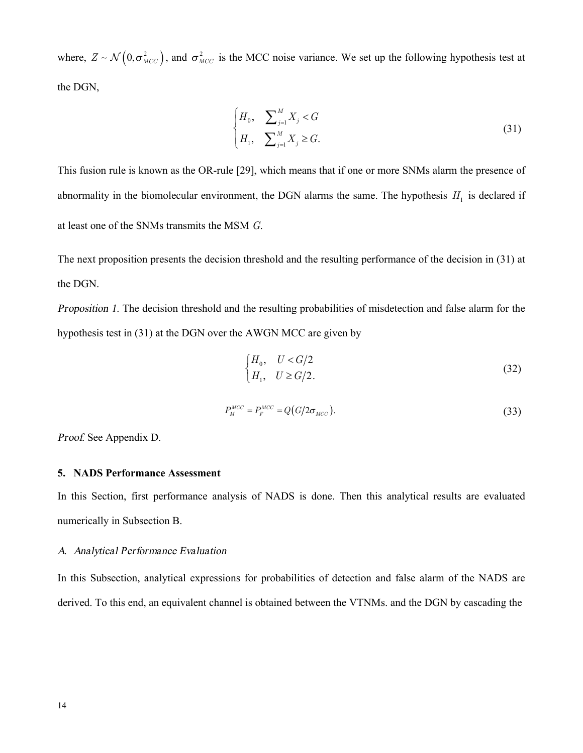where, $Z \sim \mathcal{N}\left(0, \sigma_{MCC}^2\right)$, and $\sigma_{MCC}^2$ is the MCC noise variance. We set up the following hypothesis test at the DGN,

$$
\begin{cases} H_0, & \sum_{j=1}^{M} X_j < G \\ H_1, & \sum_{j=1}^{M} X_j \geq G. \end{cases} \tag{31}
$$

This fusion rule is known as the OR-rule [29], which means that if one or more SNMs alarm the presence of abnormality in the biomolecular environment, the DGN alarms the same. The hypothesis $H_1$ is declared if at least one of the SNMs transmits the MSM $G$.

The next proposition presents the decision threshold and the resulting performance of the decision in (31) at the DGN.

*Proposition 1.* The decision threshold and the resulting probabilities of misdetection and false alarm for the hypothesis test in (31) at the DGN over the AWGN MCC are given by

$$
\begin{cases} H_0, & U < G/2 \\ H_1, & U \geq G/2. \end{cases} \tag{32}
$$

$$
P_M^{MCC} = P_F^{MCC} = Q\left(G/2\sigma_{MCC}\right). \tag{33}
$$

*Proof.* See Appendix D.

## 5. NADS Performance Assessment

In this Section, first performance analysis of NADS is done. Then this analytical results are evaluated numerically in Subsection B.

### *A. Analytical Performance Evaluation*

In this Subsection, analytical expressions for probabilities of detection and false alarm of the NADS are derived. To this end, an equivalent channel is obtained between the VTNMs. and the DGN by cascading the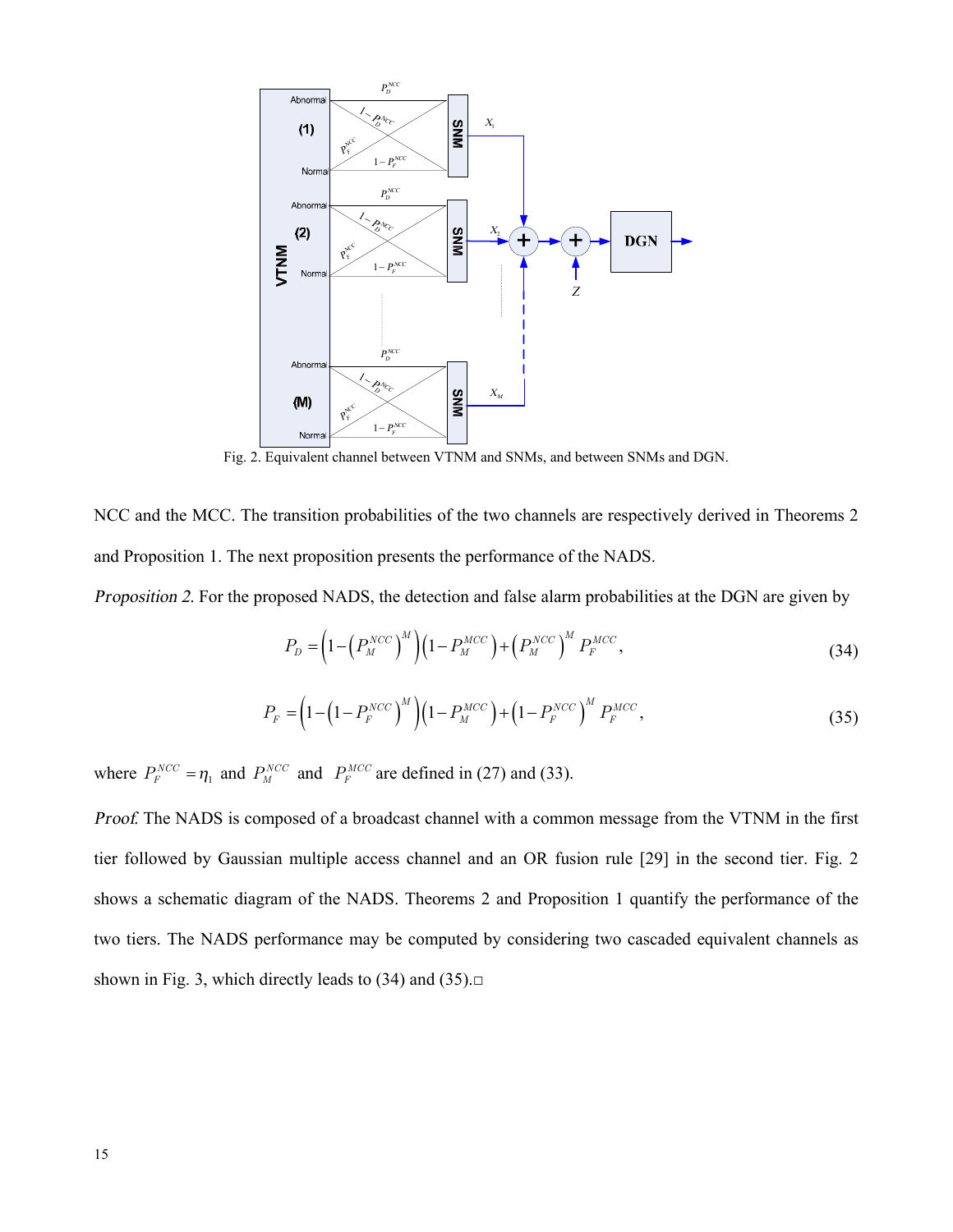Fig. 2. Equivalent channel between VTNM and SNMs, and between SNMs and DGN.

NCC and the MCC. The transition probabilities of the two channels are respectively derived in Theorems 2 and Proposition 1. The next proposition presents the performance of the NADS.

*Proposition 2.* For the proposed NADS, the detection and false alarm probabilities at the DGN are given by

$$P_D = \left(1-\left(P_M^{NCC}\right)^M\right)\left(1-P_M^{MCC}\right)+\left(P_M^{NCC}\right)^M P_F^{MCC}, \tag{34}$$

$$P_F = \left(1-\left(1-P_F^{NCC}\right)^M\right)\left(1-P_M^{MCC}\right)+\left(1-P_F^{NCC}\right)^M P_F^{MCC}, \tag{35}$$

where $P_F^{NCC} = \eta_1$ and $P_M^{NCC}$ and $P_F^{MCC}$ are defined in (27) and (33).

*Proof.* The NADS is composed of a broadcast channel with a common message from the VTNM in the first tier followed by Gaussian multiple access channel and an OR fusion rule [29] in the second tier. Fig. 2 shows a schematic diagram of the NADS. Theorems 2 and Proposition 1 quantify the performance of the two tiers. The NADS performance may be computed by considering two cascaded equivalent channels as shown in Fig. 3, which directly leads to (34) and (35).□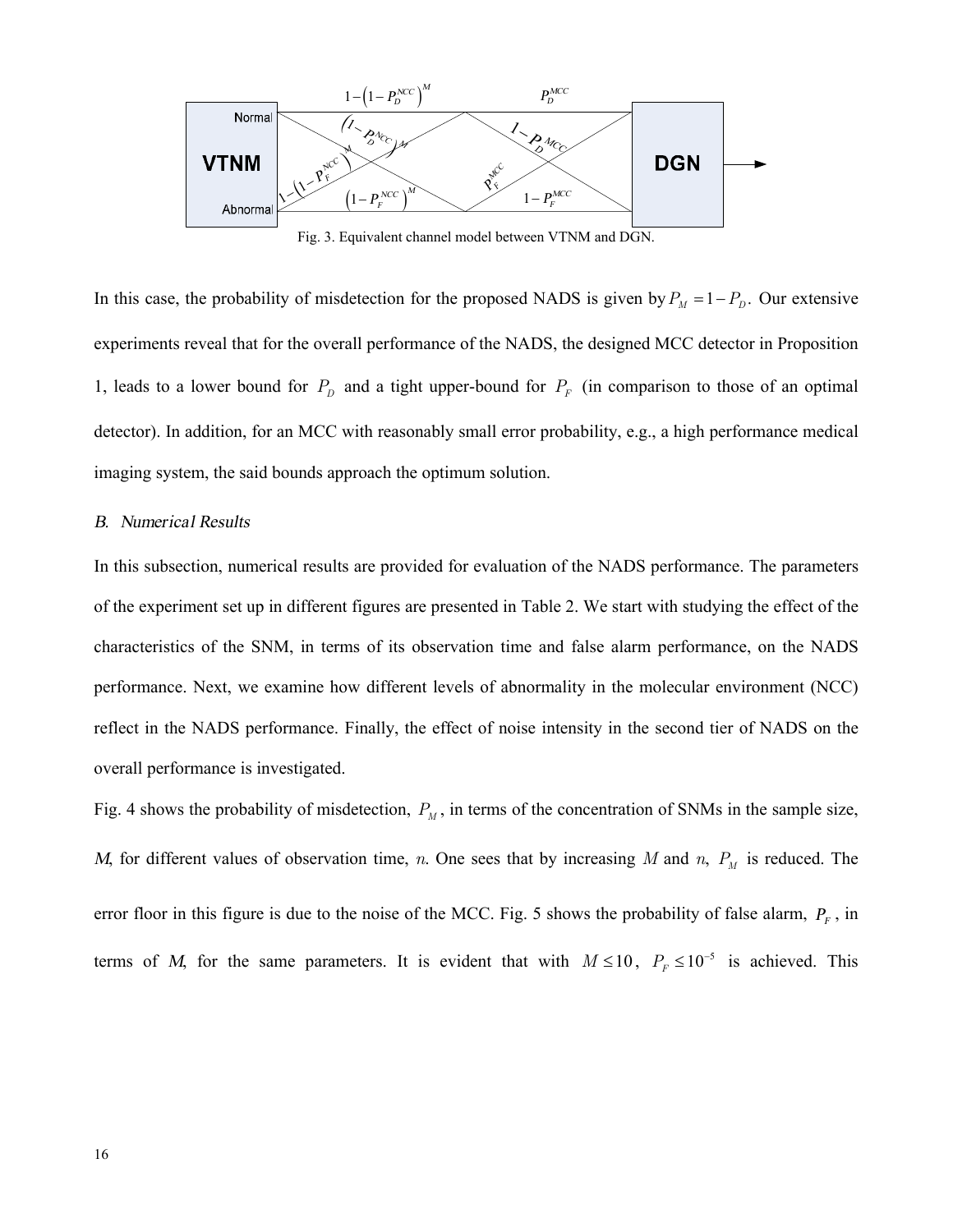Fig. 3. Equivalent channel model between VTNM and DGN.

In this case, the probability of misdetection for the proposed NADS is given by $P_M = 1 - P_D$. Our extensive experiments reveal that for the overall performance of the NADS, the designed MCC detector in Proposition 1, leads to a lower bound for $P_D$ and a tight upper-bound for $P_F$ (in comparison to those of an optimal detector). In addition, for an MCC with reasonably small error probability, e.g., a high performance medical imaging system, the said bounds approach the optimum solution.

### *B. Numerical Results*

In this subsection, numerical results are provided for evaluation of the NADS performance. The parameters of the experiment set up in different figures are presented in Table 2. We start with studying the effect of the characteristics of the SNM, in terms of its observation time and false alarm performance, on the NADS performance. Next, we examine how different levels of abnormality in the molecular environment (NCC) reflect in the NADS performance. Finally, the effect of noise intensity in the second tier of NADS on the overall performance is investigated.

Fig. 4 shows the probability of misdetection, $P_M$, in terms of the concentration of SNMs in the sample size, *M*, for different values of observation time, *n*. One sees that by increasing $M$ and $n$, $P_M$ is reduced. The error floor in this figure is due to the noise of the MCC. Fig. 5 shows the probability of false alarm, $P_F$, in terms of *M*, for the same parameters. It is evident that with $M \leq 10$, $P_F \leq 10^{-5}$ is achieved. This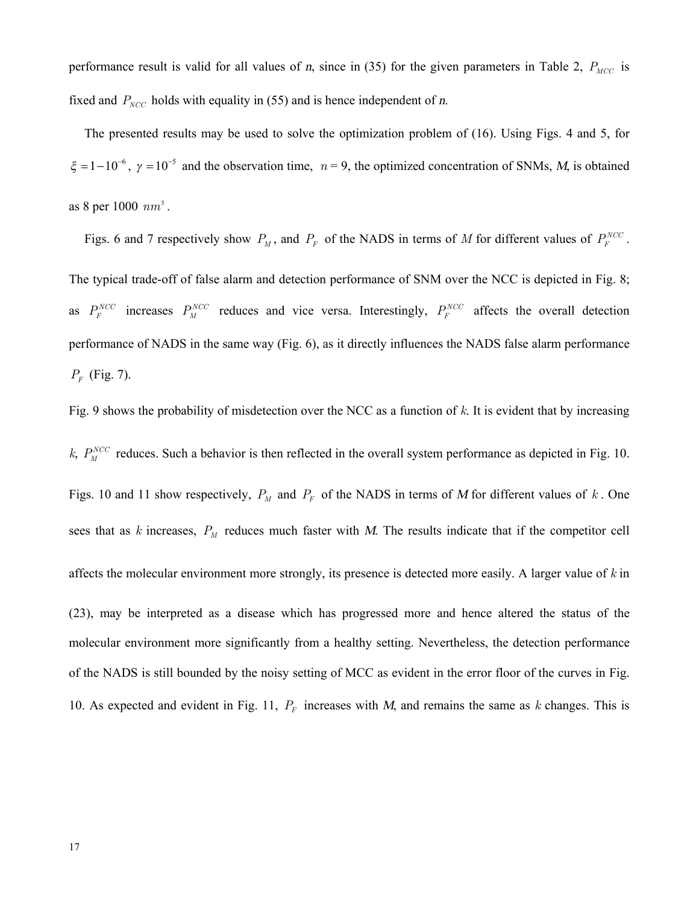performance result is valid for all values of *n*, since in (35) for the given parameters in Table 2, $P_{MCC}$ is fixed and $P_{NCC}$ holds with equality in (55) and is hence independent of *n*.

The presented results may be used to solve the optimization problem of (16). Using Figs. 4 and 5, for $\xi = 1 - 10^{-6}$, $\gamma = 10^{-5}$ and the observation time, $n = 9$, the optimized concentration of SNMs, *M*, is obtained as 8 per 1000 $nm^3$.

Figs. 6 and 7 respectively show $P_M$, and $P_F$ of the NADS in terms of $M$ for different values of $P_F^{NCC}$. The typical trade-off of false alarm and detection performance of SNM over the NCC is depicted in Fig. 8; as $P_F^{NCC}$ increases $P_M^{NCC}$ reduces and vice versa. Interestingly, $P_F^{NCC}$ affects the overall detection performance of NADS in the same way (Fig. 6), as it directly influences the NADS false alarm performance $P_F$ (Fig. 7).

Fig. 9 shows the probability of misdetection over the NCC as a function of $k$. It is evident that by increasing $k$, $P_M^{NCC}$ reduces. Such a behavior is then reflected in the overall system performance as depicted in Fig. 10. Figs. 10 and 11 show respectively, $P_M$ and $P_F$ of the NADS in terms of *M* for different values of $k$. One sees that as $k$ increases, $P_M$ reduces much faster with *M*. The results indicate that if the competitor cell affects the molecular environment more strongly, its presence is detected more easily. A larger value of $k$ in (23), may be interpreted as a disease which has progressed more and hence altered the status of the molecular environment more significantly from a healthy setting. Nevertheless, the detection performance of the NADS is still bounded by the noisy setting of MCC as evident in the error floor of the curves in Fig. 10. As expected and evident in Fig. 11, $P_F$ increases with *M*, and remains the same as $k$ changes. This is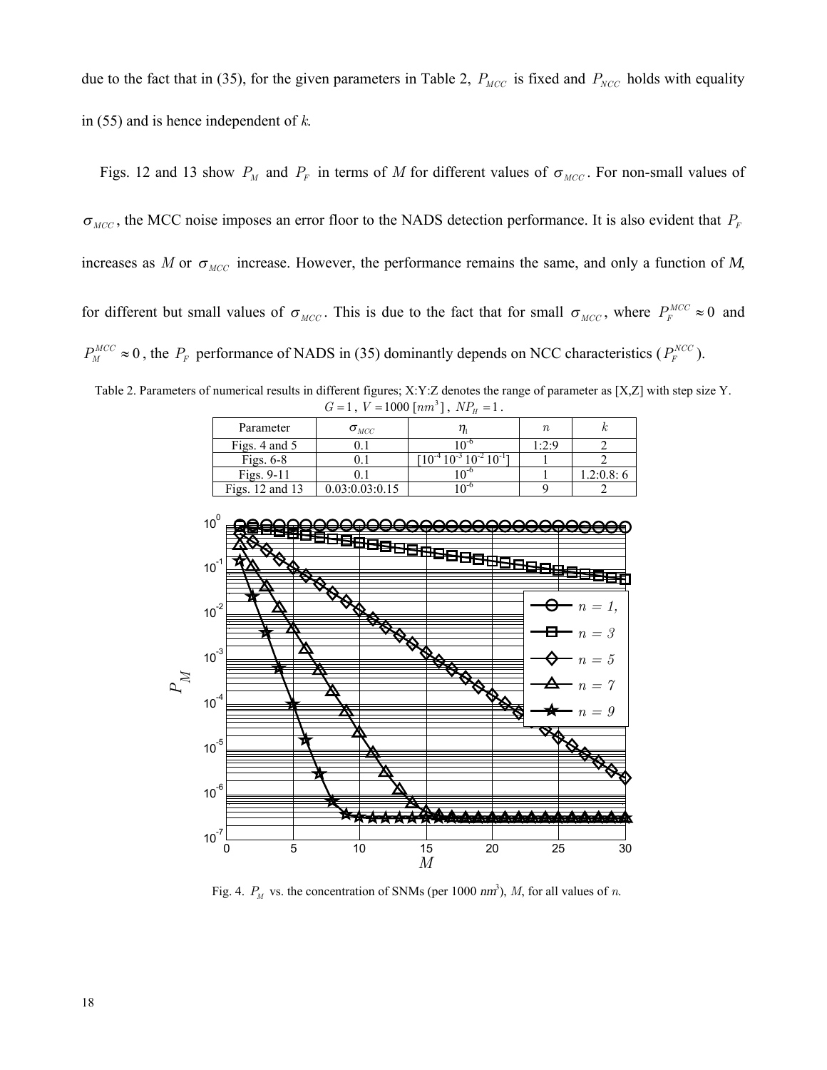due to the fact that in (35), for the given parameters in Table 2, $P_{MCC}$ is fixed and $P_{NCC}$ holds with equality in (55) and is hence independent of *k*.

Figs. 12 and 13 show $P_M$ and $P_F$ in terms of *M* for different values of $\sigma_{MCC}$. For non-small values of $\sigma_{MCC}$, the MCC noise imposes an error floor to the NADS detection performance. It is also evident that $P_F$ increases as *M* or $\sigma_{MCC}$ increase. However, the performance remains the same, and only a function of *M*, for different but small values of $\sigma_{MCC}$. This is due to the fact that for small $\sigma_{MCC}$, where $P_F^{MCC} \approx 0$ and $P_M^{MCC} \approx 0$, the $P_F$ performance of NADS in (35) dominantly depends on NCC characteristics ($P_F^{NCC}$).

Table 2. Parameters of numerical results in different figures; X:Y:Z denotes the range of parameter as [X,Z] with step size Y. $G = 1$, $V = 1000$ $[nm^3]$, $NP_H = 1$.

| Parameter | $\sigma_{MCC}$ | $\eta_1$ | $n$ | $k$ |
|---|---|---|---|---|
| Figs. 4 and 5 | 0.1 | $10^{-6}$ | 1:2:9 | 2 |
| Figs. 6-8 | 0.1 | $[10^{-4}\ 10^{-3}\ 10^{-2}\ 10^{-1}]$ | 1 | 2 |
| Figs. 9-11 | 0.1 | $10^{-6}$ | 1 | 1.2:0.8: 6 |
| Figs. 12 and 13 | 0.03:0.03:0.15 | $10^{-6}$ | 9 | 2 |

Fig. 4. $P_M$ vs. the concentration of SNMs (per 1000 $nm^3$), *M*, for all values of *n*.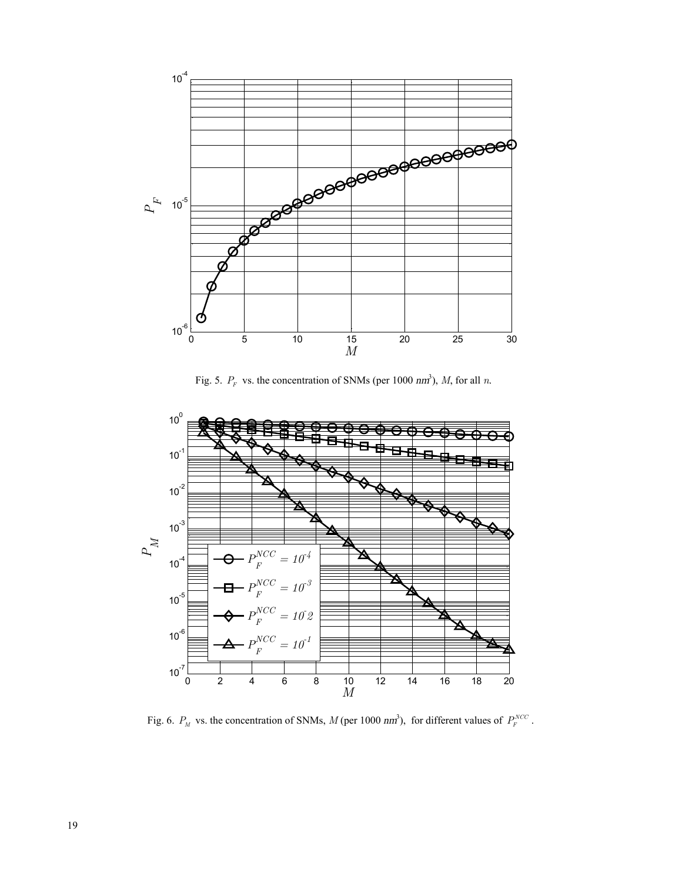Fig. 5. $P_F$ vs. the concentration of SNMs (per 1000 $nm^3$), $M$, for all $n$.

Fig. 6. $P_M$ vs. the concentration of SNMs, $M$ (per 1000 $nm^3$), for different values of $P_F^{NCC}$.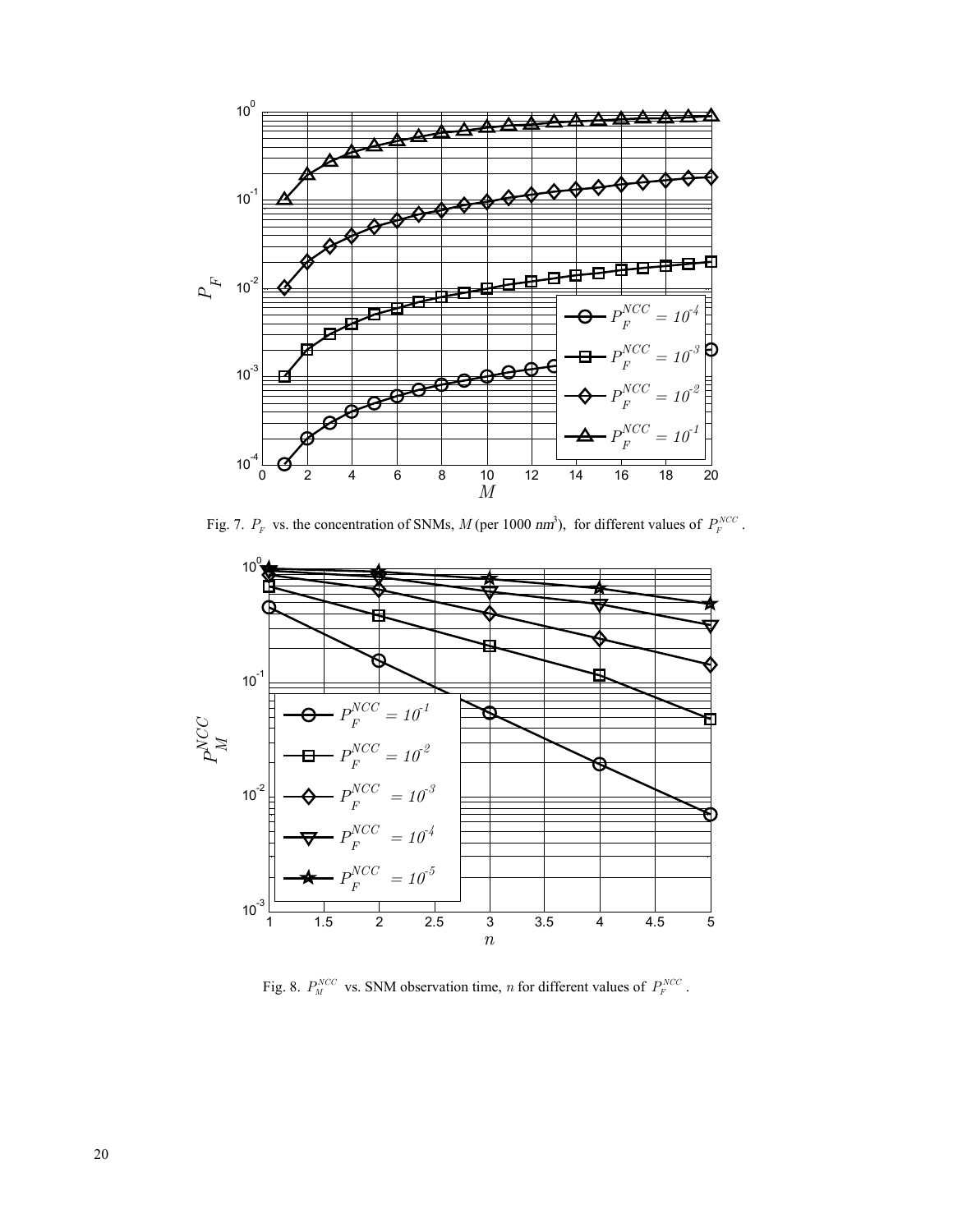Fig. 7. $P_F$ vs. the concentration of SNMs, $M$ (per 1000 $nm^3$), for different values of $P_F^{NCC}$.

Fig. 8. $P_M^{NCC}$ vs. SNM observation time, $n$ for different values of $P_F^{NCC}$.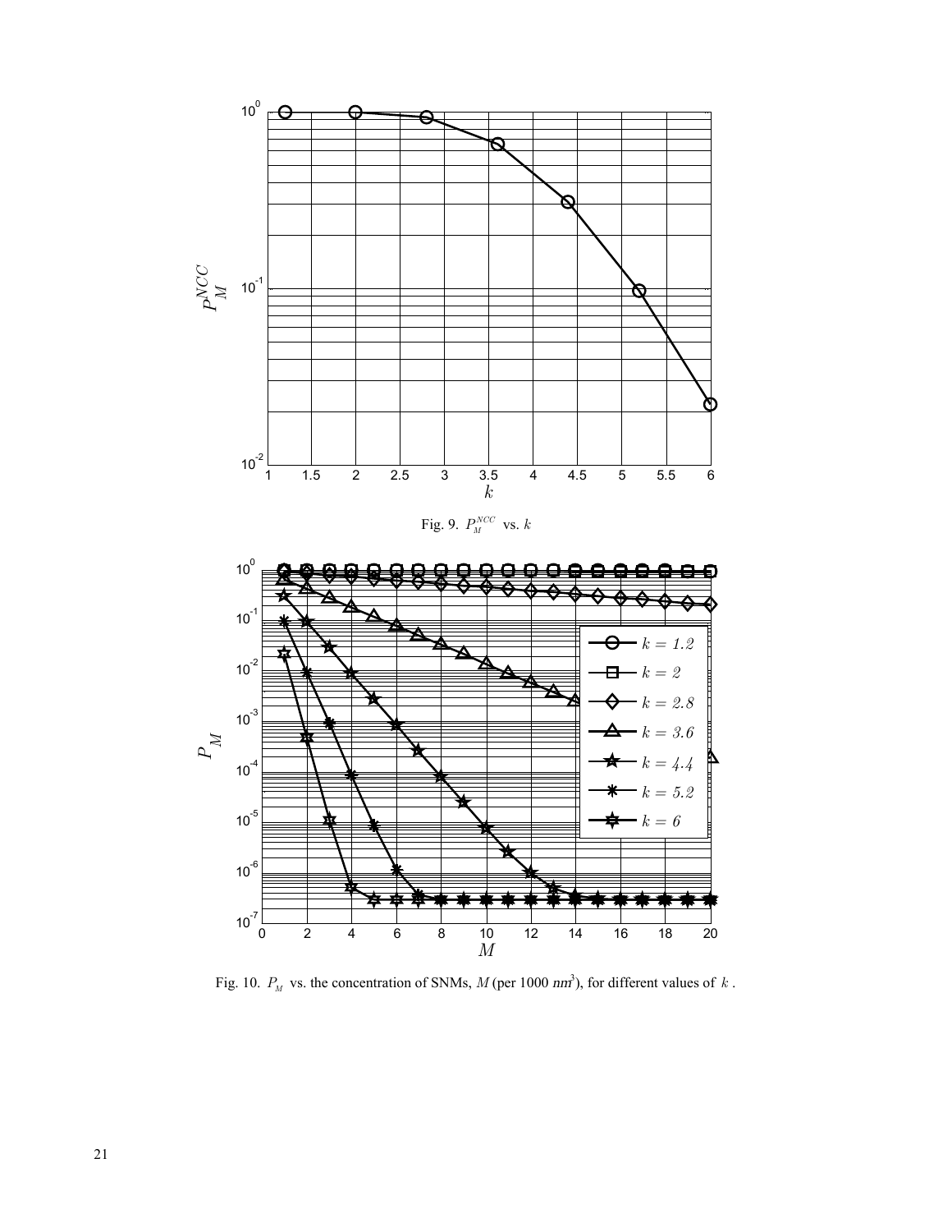Fig. 9. $P_M^{NCC}$ vs. $k$

Fig. 10. $P_M$ vs. the concentration of SNMs, $M$ (per 1000 $nm^3$), for different values of $k$.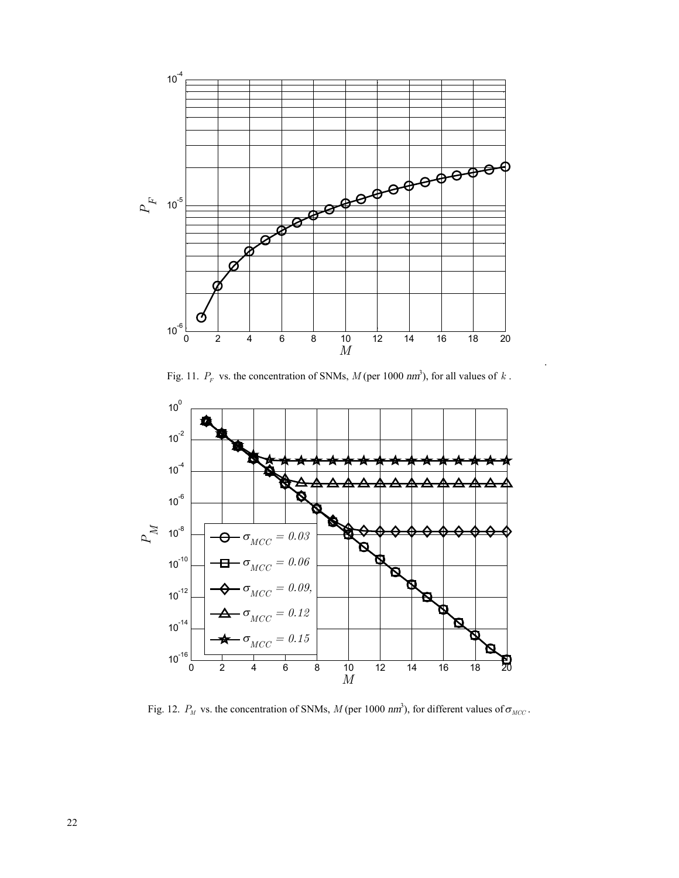Fig. 11. $P_F$ vs. the concentration of SNMs, $M$ (per 1000 $nm^3$), for all values of $k$.

Fig. 12. $P_M$ vs. the concentration of SNMs, $M$ (per 1000 $nm^3$), for different values of $\sigma_{MCC}$.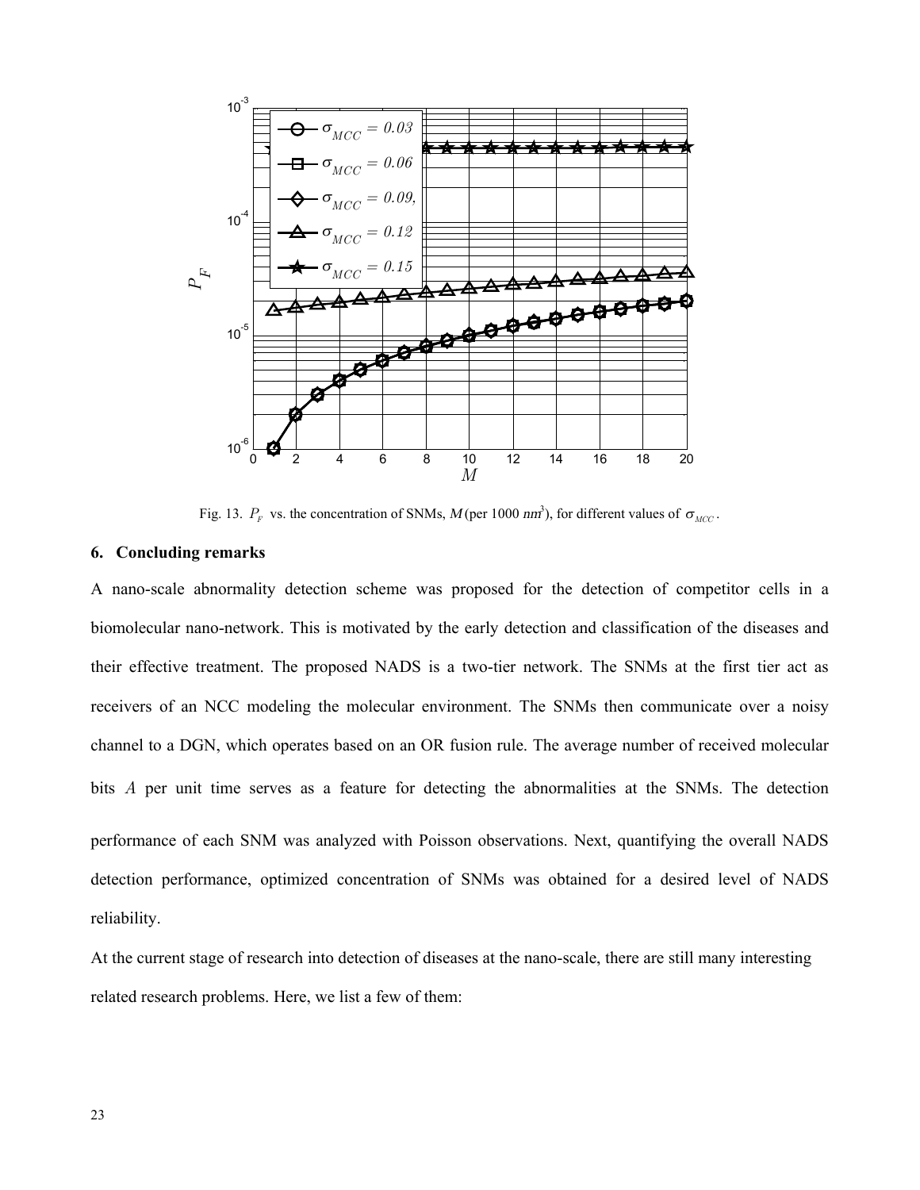Fig. 13. $P_F$ vs. the concentration of SNMs, $M$ (per 1000 $nm^3$), for different values of $\sigma_{MCC}$.

## 6. Concluding remarks

A nano-scale abnormality detection scheme was proposed for the detection of competitor cells in a biomolecular nano-network. This is motivated by the early detection and classification of the diseases and their effective treatment. The proposed NADS is a two-tier network. The SNMs at the first tier act as receivers of an NCC modeling the molecular environment. The SNMs then communicate over a noisy channel to a DGN, which operates based on an OR fusion rule. The average number of received molecular bits $A$ per unit time serves as a feature for detecting the abnormalities at the SNMs. The detection performance of each SNM was analyzed with Poisson observations. Next, quantifying the overall NADS detection performance, optimized concentration of SNMs was obtained for a desired level of NADS reliability.

At the current stage of research into detection of diseases at the nano-scale, there are still many interesting related research problems. Here, we list a few of them: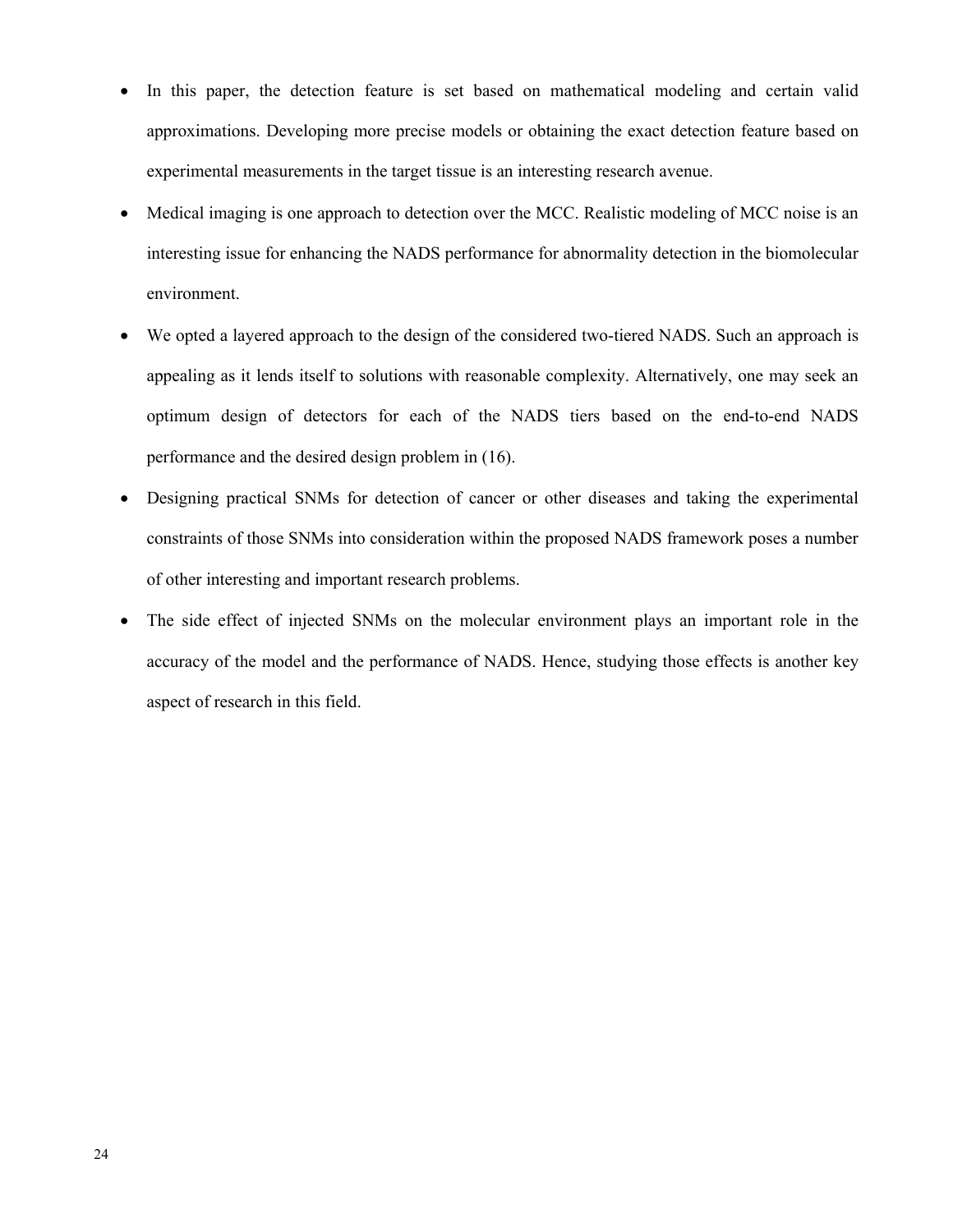- In this paper, the detection feature is set based on mathematical modeling and certain valid approximations. Developing more precise models or obtaining the exact detection feature based on experimental measurements in the target tissue is an interesting research avenue.
- Medical imaging is one approach to detection over the MCC. Realistic modeling of MCC noise is an interesting issue for enhancing the NADS performance for abnormality detection in the biomolecular environment.
- We opted a layered approach to the design of the considered two-tiered NADS. Such an approach is appealing as it lends itself to solutions with reasonable complexity. Alternatively, one may seek an optimum design of detectors for each of the NADS tiers based on the end-to-end NADS performance and the desired design problem in (16).
- Designing practical SNMs for detection of cancer or other diseases and taking the experimental constraints of those SNMs into consideration within the proposed NADS framework poses a number of other interesting and important research problems.
- The side effect of injected SNMs on the molecular environment plays an important role in the accuracy of the model and the performance of NADS. Hence, studying those effects is another key aspect of research in this field.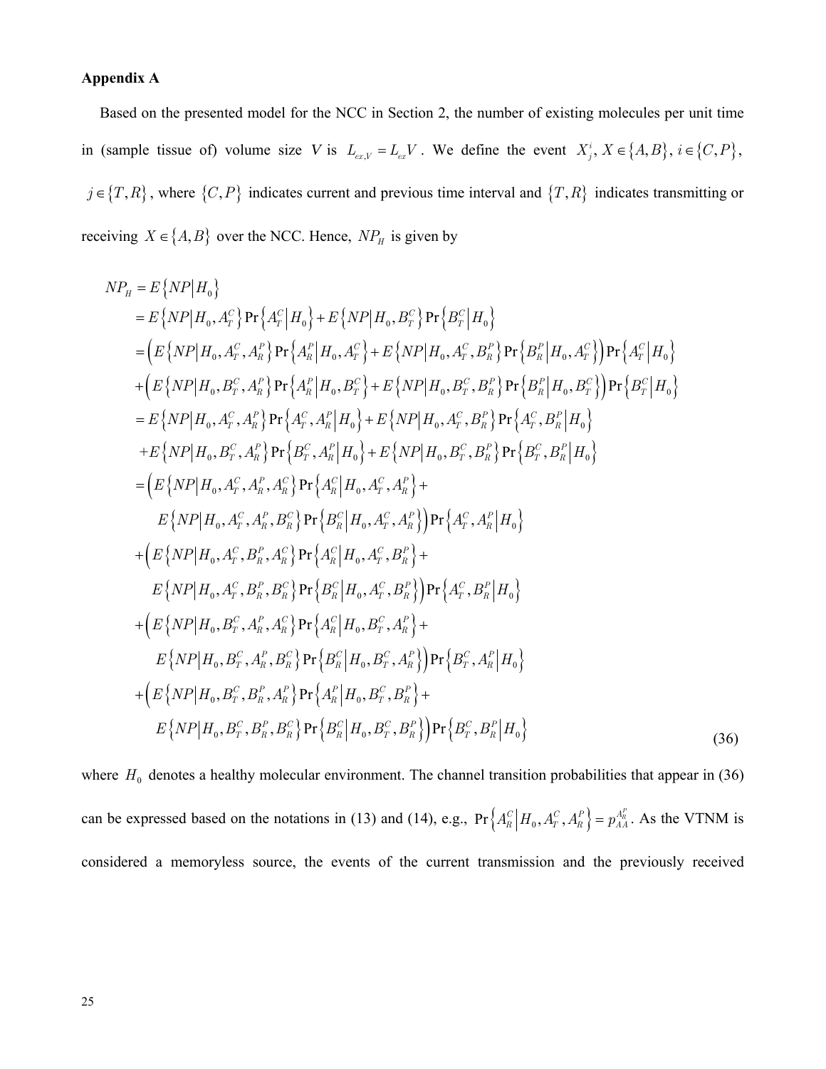**Appendix A**

Based on the presented model for the NCC in Section 2, the number of existing molecules per unit time in (sample tissue of) volume size $V$ is $L_{ex,V} = L_{ex}V$. We define the event $X_j^i,\ X \in \{A,B\},\ i \in \{C,P\}$, $j \in \{T,R\}$, where $\{C,P\}$ indicates current and previous time interval and $\{T,R\}$ indicates transmitting or receiving $X \in \{A,B\}$ over the NCC. Hence, $NP_H$ is given by

$$
\begin{aligned}
NP_H &= E\left\{NP\middle|H_0\right\} \\
&= E\left\{NP\middle|H_0, A_T^C\right\}\Pr\left\{A_T^C\middle|H_0\right\} + E\left\{NP\middle|H_0, B_T^C\right\}\Pr\left\{B_T^C\middle|H_0\right\} \\
&= \left(E\left\{NP\middle|H_0, A_T^C, A_R^P\right\}\Pr\left\{A_R^P\middle|H_0, A_T^C\right\} + E\left\{NP\middle|H_0, A_T^C, B_R^P\right\}\Pr\left\{B_R^P\middle|H_0, A_T^C\right\}\right)\Pr\left\{A_T^C\middle|H_0\right\} \\
&+\left(E\left\{NP\middle|H_0, B_T^C, A_R^P\right\}\Pr\left\{A_R^P\middle|H_0, B_T^C\right\} + E\left\{NP\middle|H_0, B_T^C, B_R^P\right\}\Pr\left\{B_R^P\middle|H_0, B_T^C\right\}\right)\Pr\left\{B_T^C\middle|H_0\right\} \\
&= E\left\{NP\middle|H_0, A_T^C, A_R^P\right\}\Pr\left\{A_T^C, A_R^P\middle|H_0\right\} + E\left\{NP\middle|H_0, A_T^C, B_R^P\right\}\Pr\left\{A_T^C, B_R^P\middle|H_0\right\} \\
&+E\left\{NP\middle|H_0, B_T^C, A_R^P\right\}\Pr\left\{B_T^C, A_R^P\middle|H_0\right\} + E\left\{NP\middle|H_0, B_T^C, B_R^P\right\}\Pr\left\{B_T^C, B_R^P\middle|H_0\right\} \\
&= \Big(E\left\{NP\middle|H_0, A_T^C, A_R^P, A_R^C\right\}\Pr\left\{A_R^C\middle|H_0, A_T^C, A_R^P\right\} + \\
&\quad E\left\{NP\middle|H_0, A_T^C, A_R^P, B_R^C\right\}\Pr\left\{B_R^C\middle|H_0, A_T^C, A_R^P\right\}\Big)\Pr\left\{A_T^C, A_R^P\middle|H_0\right\} \\
&+\Big(E\left\{NP\middle|H_0, A_T^C, B_R^P, A_R^C\right\}\Pr\left\{A_R^C\middle|H_0, A_T^C, B_R^P\right\} + \\
&\quad E\left\{NP\middle|H_0, A_T^C, B_R^P, B_R^C\right\}\Pr\left\{B_R^C\middle|H_0, A_T^C, B_R^P\right\}\Big)\Pr\left\{A_T^C, B_R^P\middle|H_0\right\} \\
&+\Big(E\left\{NP\middle|H_0, B_T^C, A_R^P, A_R^C\right\}\Pr\left\{A_R^C\middle|H_0, B_T^C, A_R^P\right\} + \\
&\quad E\left\{NP\middle|H_0, B_T^C, A_R^P, B_R^C\right\}\Pr\left\{B_R^C\middle|H_0, B_T^C, A_R^P\right\}\Big)\Pr\left\{B_T^C, A_R^P\middle|H_0\right\} \\
&+\Big(E\left\{NP\middle|H_0, B_T^C, B_R^P, A_R^P\right\}\Pr\left\{A_R^P\middle|H_0, B_T^C, B_R^P\right\} + \\
&\quad E\left\{NP\middle|H_0, B_T^C, B_R^P, B_R^C\right\}\Pr\left\{B_R^C\middle|H_0, B_T^C, B_R^P\right\}\Big)\Pr\left\{B_T^C, B_R^P\middle|H_0\right\}
\end{aligned}
\tag{36}
$$

where $H_0$ denotes a healthy molecular environment. The channel transition probabilities that appear in (36) can be expressed based on the notations in (13) and (14), e.g., $\Pr\left\{A_R^C\middle|H_0, A_T^C, A_R^P\right\} = p_{AA}^{A_R^P}$. As the VTNM is considered a memoryless source, the events of the current transmission and the previously received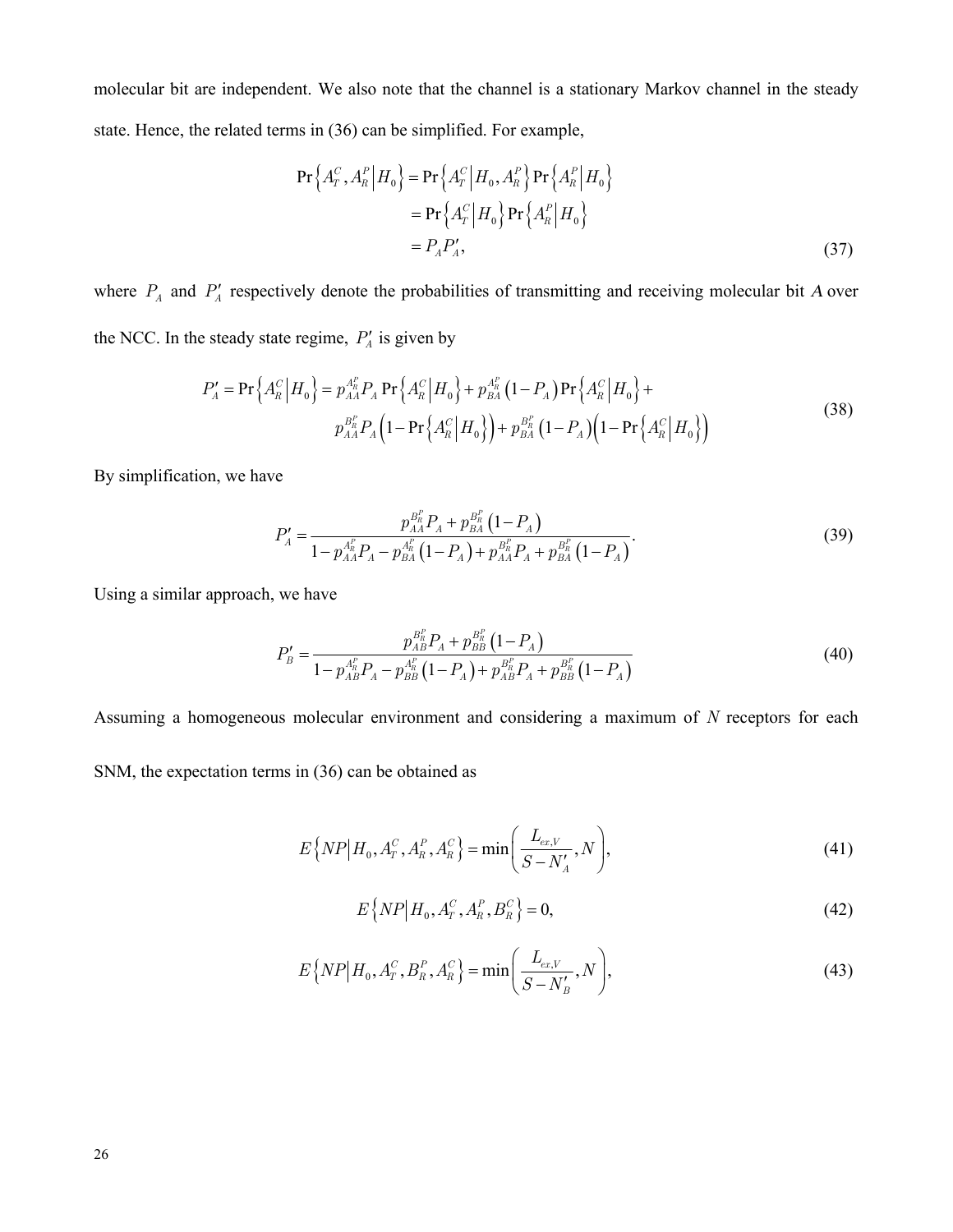molecular bit are independent. We also note that the channel is a stationary Markov channel in the steady state. Hence, the related terms in (36) can be simplified. For example,

$$
\begin{aligned}
\Pr\left\{A_T^C, A_R^P \middle| H_0\right\} &= \Pr\left\{A_T^C \middle| H_0, A_R^P\right\} \Pr\left\{A_R^P \middle| H_0\right\} \\
&= \Pr\left\{A_T^C \middle| H_0\right\} \Pr\left\{A_R^P \middle| H_0\right\} \\
&= P_A P_A', 
\end{aligned}
\tag{37}
$$

where $P_A$ and $P_A'$ respectively denote the probabilities of transmitting and receiving molecular bit *A* over the NCC. In the steady state regime, $P_A'$ is given by

$$
\begin{aligned}
P_A' = \Pr\left\{A_R^C \middle| H_0\right\} = p_{AA}^{A_R^P} P_A \Pr\left\{A_R^C \middle| H_0\right\} + p_{BA}^{A_R^P}\left(1-P_A\right)\Pr\left\{A_R^C \middle| H_0\right\} + \\
p_{AA}^{B_R^P} P_A \left(1-\Pr\left\{A_R^C \middle| H_0\right\}\right) + p_{BA}^{B_R^P}\left(1-P_A\right)\left(1-\Pr\left\{A_R^C \middle| H_0\right\}\right)
\end{aligned}
\tag{38}
$$

By simplification, we have

$$
P_A' = \frac{p_{AA}^{B_R^P} P_A + p_{BA}^{B_R^P}\left(1-P_A\right)}{1 - p_{AA}^{A_R^P} P_A - p_{BA}^{A_R^P}\left(1-P_A\right) + p_{AA}^{B_R^P} P_A + p_{BA}^{B_R^P}\left(1-P_A\right)}. \tag{39}
$$

Using a similar approach, we have

$$
P_B' = \frac{p_{AB}^{B_R^P} P_A + p_{BB}^{B_R^P}\left(1-P_A\right)}{1 - p_{AB}^{A_R^P} P_A - p_{BB}^{A_R^P}\left(1-P_A\right) + p_{AB}^{B_R^P} P_A + p_{BB}^{B_R^P}\left(1-P_A\right)} \tag{40}
$$

Assuming a homogeneous molecular environment and considering a maximum of *N* receptors for each SNM, the expectation terms in (36) can be obtained as

$$
E\left\{NP \middle| H_0, A_T^C, A_R^P, A_R^C\right\} = \min\left(\frac{L_{ex,V}}{S - N_A'}, N\right), \tag{41}
$$

$$
E\left\{NP \middle| H_0, A_T^C, A_R^P, B_R^C\right\} = 0, \tag{42}
$$

$$
E\left\{NP \middle| H_0, A_T^C, B_R^P, A_R^C\right\} = \min\left(\frac{L_{ex,V}}{S - N_B'}, N\right), \tag{43}
$$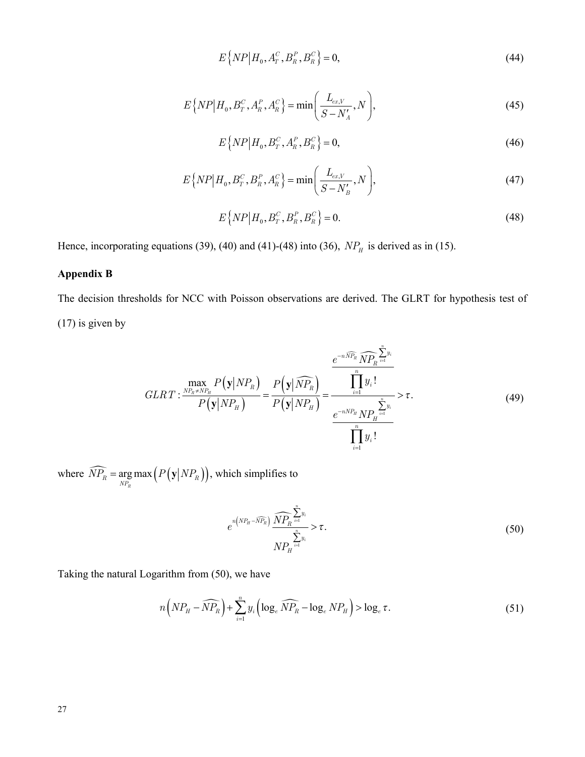$$E\left\{NP \middle| H_0, A_T^C, B_R^P, B_R^C\right\} = 0, \tag{44}$$

$$E\left\{NP \middle| H_0, B_T^C, A_R^P, A_R^C\right\} = \min\left(\frac{L_{ex,V}}{S - N_A'}, N\right), \tag{45}$$

$$E\left\{NP \middle| H_0, B_T^C, A_R^P, B_R^C\right\} = 0, \tag{46}$$

$$E\left\{NP \middle| H_0, B_T^C, B_R^P, A_R^C\right\} = \min\left(\frac{L_{ex,V}}{S - N_B'}, N\right), \tag{47}$$

$$E\left\{NP \middle| H_0, B_T^C, B_R^P, B_R^C\right\} = 0. \tag{48}$$

Hence, incorporating equations (39), (40) and (41)-(48) into (36), $NP_H$ is derived as in (15).

**Appendix B**

The decision thresholds for NCC with Poisson observations are derived. The GLRT for hypothesis test of (17) is given by

$$GLRT: \frac{\max\limits_{NP_R \neq NP_H} P\left(\mathbf{y} \middle| NP_R\right)}{P\left(\mathbf{y} \middle| NP_H\right)} = \frac{P\left(\mathbf{y} \middle| \widehat{NP_R}\right)}{P\left(\mathbf{y} \middle| NP_H\right)} = \frac{\dfrac{e^{-n\widehat{NP_R}}\, \widehat{NP_R}^{\sum_{i=1}^{n} y_i}}{\prod_{i=1}^{n} y_i!}}{\dfrac{e^{-nNP_H}\, NP_H^{\sum_{i=1}^{n} y_i}}{\prod_{i=1}^{n} y_i!}} > \tau. \tag{49}$$

where $\widehat{NP_R} = \arg\max\limits_{NP_R}\left(P\left(\mathbf{y} \middle| NP_R\right)\right)$, which simplifies to

$$e^{n\left(NP_H - \widehat{NP_R}\right)} \frac{\widehat{NP_R}^{\sum_{i=1}^{n} y_i}}{NP_H^{\sum_{i=1}^{n} y_i}} > \tau. \tag{50}$$

Taking the natural Logarithm from (50), we have

$$n\left(NP_H - \widehat{NP_R}\right) + \sum_{i=1}^{n} y_i \left(\log_e \widehat{NP_R} - \log_e NP_H\right) > \log_e \tau. \tag{51}$$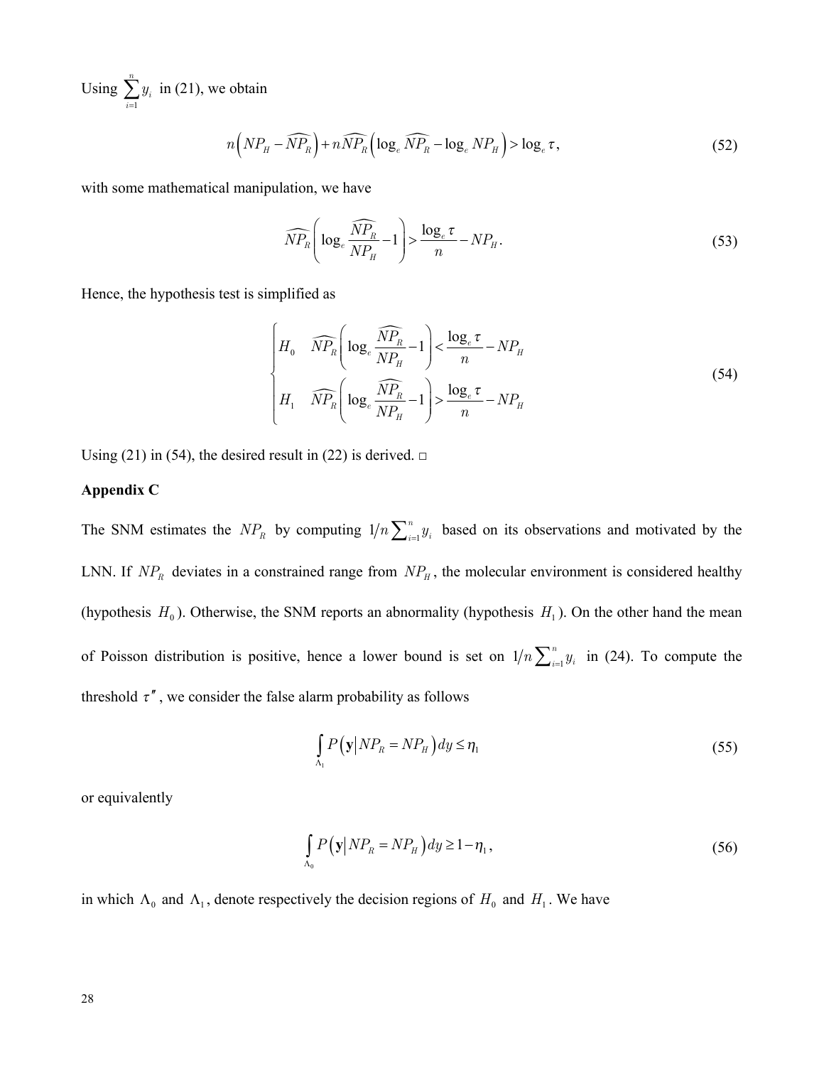Using $\sum_{i=1}^{n} y_i$ in (21), we obtain

$$n\left(NP_H - \widehat{NP_R}\right) + n\widehat{NP_R}\left(\log_e \widehat{NP_R} - \log_e NP_H\right) > \log_e \tau, \tag{52}$$

with some mathematical manipulation, we have

$$\widehat{NP_R}\left(\log_e \frac{\widehat{NP_R}}{NP_H} - 1\right) > \frac{\log_e \tau}{n} - NP_H. \tag{53}$$

Hence, the hypothesis test is simplified as

$$\begin{cases} H_0 & \widehat{NP_R}\left(\log_e \dfrac{\widehat{NP_R}}{NP_H} - 1\right) < \dfrac{\log_e \tau}{n} - NP_H \\ H_1 & \widehat{NP_R}\left(\log_e \dfrac{\widehat{NP_R}}{NP_H} - 1\right) > \dfrac{\log_e \tau}{n} - NP_H \end{cases} \tag{54}$$

Using (21) in (54), the desired result in (22) is derived. □

**Appendix C**

The SNM estimates the $NP_R$ by computing $1/n\sum_{i=1}^{n} y_i$ based on its observations and motivated by the LNN. If $NP_R$ deviates in a constrained range from $NP_H$, the molecular environment is considered healthy (hypothesis $H_0$). Otherwise, the SNM reports an abnormality (hypothesis $H_1$). On the other hand the mean of Poisson distribution is positive, hence a lower bound is set on $1/n\sum_{i=1}^{n} y_i$ in (24). To compute the threshold $\tau''$, we consider the false alarm probability as follows

$$\int_{\Lambda_1} P\left(\mathbf{y} \middle| NP_R = NP_H\right) dy \leq \eta_1 \tag{55}$$

or equivalently

$$\int_{\Lambda_0} P\left(\mathbf{y} \middle| NP_R = NP_H\right) dy \geq 1 - \eta_1, \tag{56}$$

in which $\Lambda_0$ and $\Lambda_1$, denote respectively the decision regions of $H_0$ and $H_1$. We have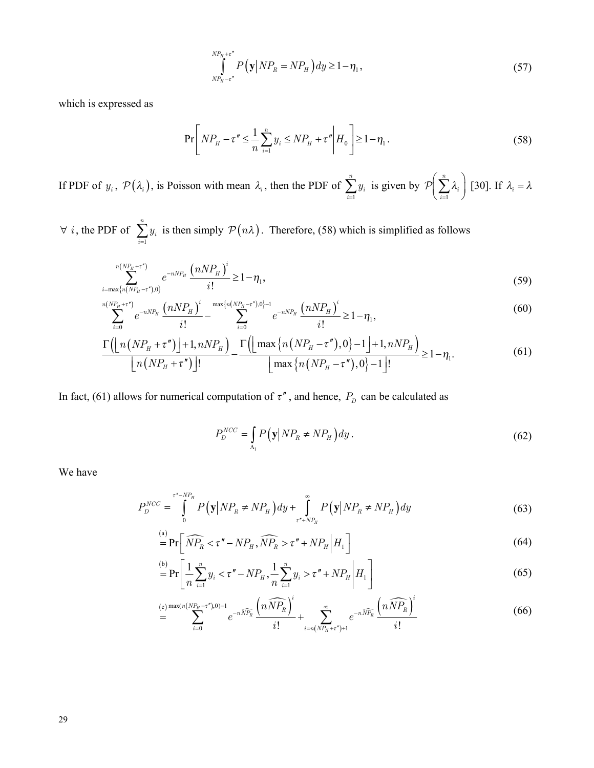$$\int_{NP_H-\tau''}^{NP_H+\tau''} P\left(\mathbf{y}\middle| NP_R = NP_H\right) dy \geq 1-\eta_1, \tag{57}$$

which is expressed as

$$\Pr\left[ NP_H - \tau'' \leq \frac{1}{n}\sum_{i=1}^{n} y_i \leq NP_H + \tau'' \middle| H_0 \right] \geq 1-\eta_1 . \tag{58}$$

If PDF of $y_i$, $\mathcal{P}\left(\lambda_i\right)$, is Poisson with mean $\lambda_i$, then the PDF of $\sum_{i=1}^{n} y_i$ is given by $\mathcal{P}\left(\sum_{i=1}^{n} \lambda_i\right)$ [30]. If $\lambda_i = \lambda$ $\forall\ i$, the PDF of $\sum_{i=1}^{n} y_i$ is then simply $\mathcal{P}\left(n\lambda\right)$. Therefore, (58) which is simplified as follows

$$\sum_{i=\max\left\{n\left(NP_H-\tau''\right),0\right\}}^{n\left(NP_H+\tau''\right)} e^{-nNP_H} \frac{\left(nNP_H\right)^i}{i!} \geq 1-\eta_1, \tag{59}$$

$$\sum_{i=0}^{n\left(NP_H+\tau''\right)} e^{-nNP_H} \frac{\left(nNP_H\right)^i}{i!} - \sum_{i=0}^{\max\left\{n\left(NP_H-\tau''\right),0\right\}-1} e^{-nNP_H} \frac{\left(nNP_H\right)^i}{i!} \geq 1-\eta_1, \tag{60}$$

$$\frac{\Gamma\left(\left\lfloor n\left(NP_H+\tau''\right)\right\rfloor + 1, nNP_H\right)}{\left\lfloor n\left(NP_H+\tau''\right)\right\rfloor !} - \frac{\Gamma\left(\left\lfloor \max\left\{n\left(NP_H-\tau''\right),0\right\}-1\right\rfloor + 1, nNP_H\right)}{\left\lfloor \max\left\{n\left(NP_H-\tau''\right),0\right\}-1\right\rfloor !} \geq 1-\eta_1. \tag{61}$$

In fact, (61) allows for numerical computation of $\tau''$, and hence, $P_D$ can be calculated as

$$P_D^{NCC} = \int_{\Lambda_1} P\left(\mathbf{y}\middle| NP_R \neq NP_H\right) dy . \tag{62}$$

We have

$$P_D^{NCC} = \int_{0}^{\tau''-NP_H} P\left(\mathbf{y}\middle| NP_R \neq NP_H\right) dy + \int_{\tau''+NP_H}^{\infty} P\left(\mathbf{y}\middle| NP_R \neq NP_H\right) dy \tag{63}$$

$$\overset{(a)}{=} \Pr\left[ \widehat{NP_R} < \tau'' - NP_H, \widehat{NP_R} > \tau'' + NP_H \middle| H_1 \right] \tag{64}$$

$$\overset{(b)}{=} \Pr\left[ \frac{1}{n}\sum_{i=1}^{n} y_i < \tau'' - NP_H, \frac{1}{n}\sum_{i=1}^{n} y_i > \tau'' + NP_H \middle| H_1 \right] \tag{65}$$

$$\overset{(c)}{=} \sum_{i=0}^{\max\left(n\left(NP_H-\tau''\right),0\right)-1} e^{-n\widehat{NP_R}} \frac{\left(n\widehat{NP_R}\right)^i}{i!} + \sum_{i=n\left(NP_H+\tau''\right)+1}^{\infty} e^{-n\widehat{NP_R}} \frac{\left(n\widehat{NP_R}\right)^i}{i!} \tag{66}$$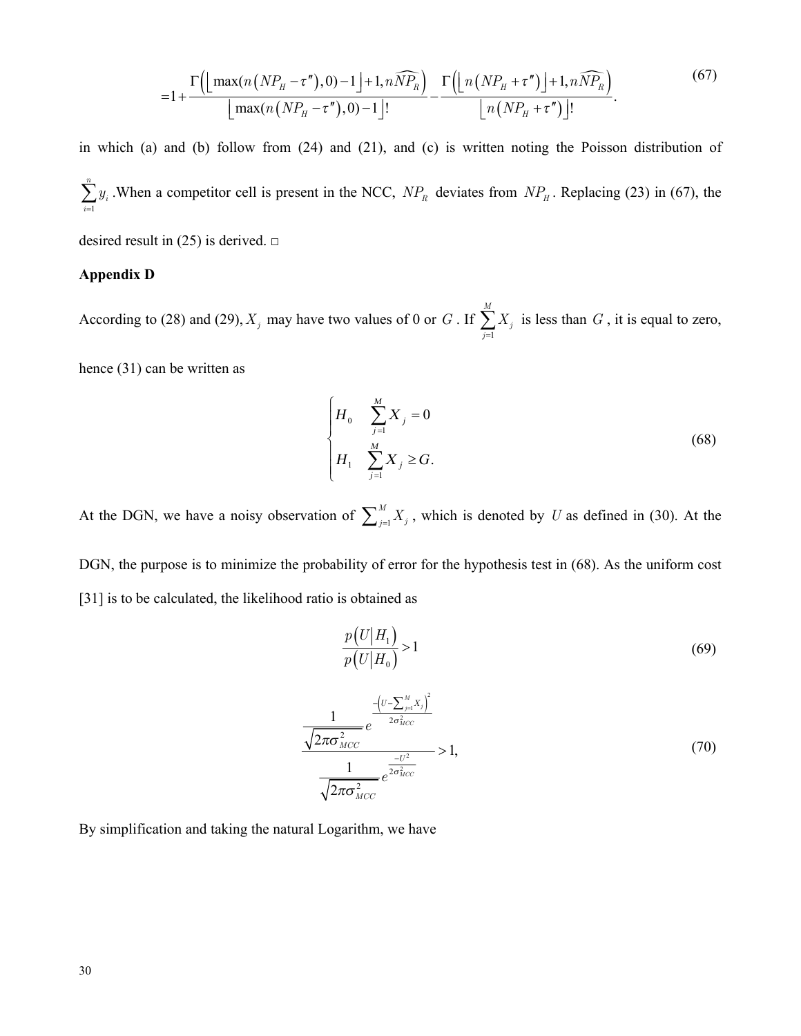$$= 1 + \frac{\Gamma\left(\left\lfloor \max(n\left(NP_H - \tau''\right), 0) - 1 \right\rfloor + 1, n\widehat{NP_R}\right)}{\left\lfloor \max(n\left(NP_H - \tau''\right), 0) - 1 \right\rfloor !} - \frac{\Gamma\left(\left\lfloor n\left(NP_H + \tau''\right) \right\rfloor + 1, n\widehat{NP_R}\right)}{\left\lfloor n\left(NP_H + \tau''\right) \right\rfloor !}. \tag{67}$$

in which (a) and (b) follow from (24) and (21), and (c) is written noting the Poisson distribution of $\sum_{i=1}^{n} y_i$ .When a competitor cell is present in the NCC, $NP_R$ deviates from $NP_H$. Replacing (23) in (67), the desired result in (25) is derived. □

**Appendix D**

According to (28) and (29), $X_j$ may have two values of 0 or $G$. If $\sum_{j=1}^{M} X_j$ is less than $G$, it is equal to zero, hence (31) can be written as

$$\begin{cases} H_0 & \sum_{j=1}^{M} X_j = 0 \\ H_1 & \sum_{j=1}^{M} X_j \geq G. \end{cases} \tag{68}$$

At the DGN, we have a noisy observation of $\sum_{j=1}^{M} X_j$, which is denoted by $U$ as defined in (30). At the DGN, the purpose is to minimize the probability of error for the hypothesis test in (68). As the uniform cost [31] is to be calculated, the likelihood ratio is obtained as

$$\frac{p\left(U \middle| H_1\right)}{p\left(U \middle| H_0\right)} > 1 \tag{69}$$

$$\frac{\frac{1}{\sqrt{2\pi\sigma_{MCC}^2}} e^{\frac{-\left(U - \sum_{j=1}^{M} X_j\right)^2}{2\sigma_{MCC}^2}}}{\frac{1}{\sqrt{2\pi\sigma_{MCC}^2}} e^{\frac{-U^2}{2\sigma_{MCC}^2}}} > 1, \tag{70}$$

By simplification and taking the natural Logarithm, we have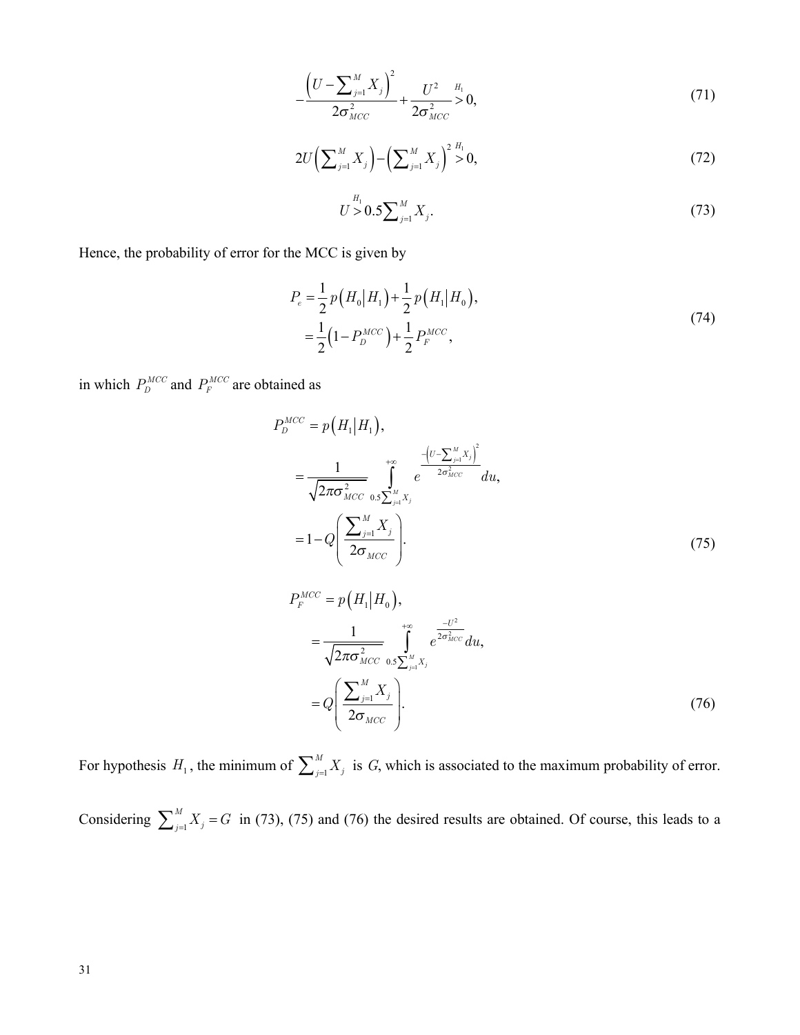$$-\frac{\left(U-\sum_{j=1}^{M} X_j\right)^2}{2\sigma_{MCC}^2}+\frac{U^2}{2\sigma_{MCC}^2} \overset{H_1}{>} 0, \tag{71}$$

$$2U\left(\sum_{j=1}^{M} X_j\right)-\left(\sum_{j=1}^{M} X_j\right)^2 \overset{H_1}{>} 0, \tag{72}$$

$$U \overset{H_1}{>} 0.5\sum_{j=1}^{M} X_j. \tag{73}$$

Hence, the probability of error for the MCC is given by

$$\begin{aligned} P_e &= \frac{1}{2}p\left(H_0 \middle| H_1\right)+\frac{1}{2}p\left(H_1 \middle| H_0\right), \\ &= \frac{1}{2}\left(1-P_D^{MCC}\right)+\frac{1}{2}P_F^{MCC}, \end{aligned} \tag{74}$$

in which $P_D^{MCC}$ and $P_F^{MCC}$ are obtained as

$$\begin{aligned} P_D^{MCC} &= p\left(H_1 \middle| H_1\right), \\ &= \frac{1}{\sqrt{2\pi\sigma_{MCC}^2}} \int_{0.5\sum_{j=1}^{M} X_j}^{+\infty} e^{\frac{-\left(U-\sum_{j=1}^{M} X_j\right)^2}{2\sigma_{MCC}^2}} du, \\ &= 1-Q\left(\frac{\sum_{j=1}^{M} X_j}{2\sigma_{MCC}}\right). \end{aligned} \tag{75}$$

$$\begin{aligned} P_F^{MCC} &= p\left(H_1 \middle| H_0\right), \\ &= \frac{1}{\sqrt{2\pi\sigma_{MCC}^2}} \int_{0.5\sum_{j=1}^{M} X_j}^{+\infty} e^{\frac{-U^2}{2\sigma_{MCC}^2}} du, \\ &= Q\left(\frac{\sum_{j=1}^{M} X_j}{2\sigma_{MCC}}\right). \end{aligned} \tag{76}$$

For hypothesis $H_1$, the minimum of $\sum_{j=1}^{M} X_j$ is *G*, which is associated to the maximum probability of error.

Considering $\sum_{j=1}^{M} X_j = G$ in (73), (75) and (76) the desired results are obtained. Of course, this leads to a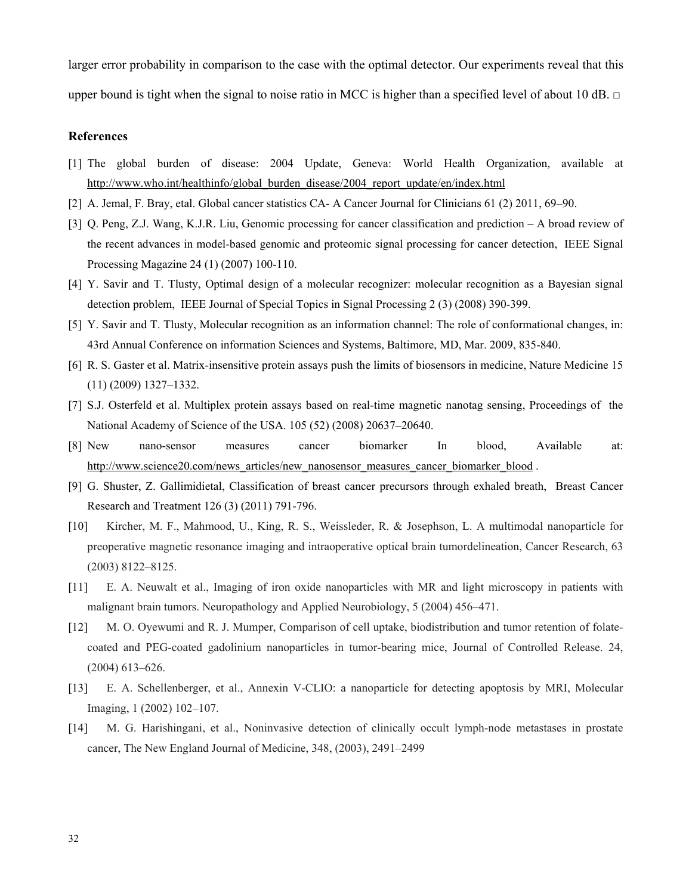larger error probability in comparison to the case with the optimal detector. Our experiments reveal that this upper bound is tight when the signal to noise ratio in MCC is higher than a specified level of about 10 dB. □

**References**

[1] The global burden of disease: 2004 Update, Geneva: World Health Organization, available at http://www.who.int/healthinfo/global_burden_disease/2004_report_update/en/index.html

[2] A. Jemal, F. Bray, etal. Global cancer statistics CA- A Cancer Journal for Clinicians 61 (2) 2011, 69–90.

[3] Q. Peng, Z.J. Wang, K.J.R. Liu, Genomic processing for cancer classification and prediction – A broad review of the recent advances in model-based genomic and proteomic signal processing for cancer detection, IEEE Signal Processing Magazine 24 (1) (2007) 100-110.

[4] Y. Savir and T. Tlusty, Optimal design of a molecular recognizer: molecular recognition as a Bayesian signal detection problem, IEEE Journal of Special Topics in Signal Processing 2 (3) (2008) 390-399.

[5] Y. Savir and T. Tlusty, Molecular recognition as an information channel: The role of conformational changes, in: 43rd Annual Conference on information Sciences and Systems, Baltimore, MD, Mar. 2009, 835-840.

[6] R. S. Gaster et al. Matrix-insensitive protein assays push the limits of biosensors in medicine, Nature Medicine 15 (11) (2009) 1327–1332.

[7] S.J. Osterfeld et al. Multiplex protein assays based on real-time magnetic nanotag sensing, Proceedings of the National Academy of Science of the USA. 105 (52) (2008) 20637–20640.

[8] New nano-sensor measures cancer biomarker In blood, Available at: http://www.science20.com/news_articles/new_nanosensor_measures_cancer_biomarker_blood .

[9] G. Shuster, Z. Gallimidietal, Classification of breast cancer precursors through exhaled breath, Breast Cancer Research and Treatment 126 (3) (2011) 791-796.

[10] Kircher, M. F., Mahmood, U., King, R. S., Weissleder, R. & Josephson, L. A multimodal nanoparticle for preoperative magnetic resonance imaging and intraoperative optical brain tumordelineation, Cancer Research, 63 (2003) 8122–8125.

[11] E. A. Neuwalt et al., Imaging of iron oxide nanoparticles with MR and light microscopy in patients with malignant brain tumors. Neuropathology and Applied Neurobiology, 5 (2004) 456–471.

[12] M. O. Oyewumi and R. J. Mumper, Comparison of cell uptake, biodistribution and tumor retention of folate-coated and PEG-coated gadolinium nanoparticles in tumor-bearing mice, Journal of Controlled Release. 24, (2004) 613–626.

[13] E. A. Schellenberger, et al., Annexin V-CLIO: a nanoparticle for detecting apoptosis by MRI, Molecular Imaging, 1 (2002) 102–107.

[14] M. G. Harishingani, et al., Noninvasive detection of clinically occult lymph-node metastases in prostate cancer, The New England Journal of Medicine, 348, (2003), 2491–2499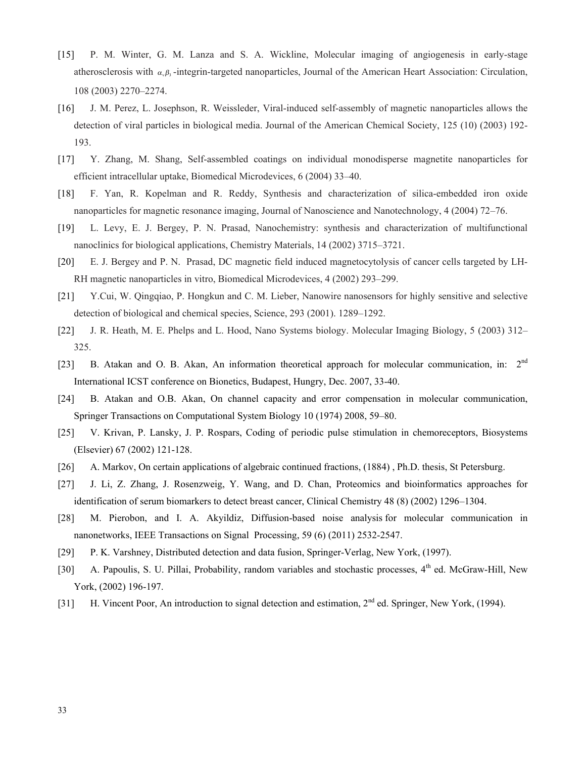[15] P. M. Winter, G. M. Lanza and S. A. Wickline, Molecular imaging of angiogenesis in early-stage atherosclerosis with $\alpha_v\beta_3$-integrin-targeted nanoparticles, Journal of the American Heart Association: Circulation, 108 (2003) 2270–2274.

[16] J. M. Perez, L. Josephson, R. Weissleder, Viral-induced self-assembly of magnetic nanoparticles allows the detection of viral particles in biological media. Journal of the American Chemical Society, 125 (10) (2003) 192-193.

[17] Y. Zhang, M. Shang, Self-assembled coatings on individual monodisperse magnetite nanoparticles for efficient intracellular uptake, Biomedical Microdevices, 6 (2004) 33–40.

[18] F. Yan, R. Kopelman and R. Reddy, Synthesis and characterization of silica-embedded iron oxide nanoparticles for magnetic resonance imaging, Journal of Nanoscience and Nanotechnology, 4 (2004) 72–76.

[19] L. Levy, E. J. Bergey, P. N. Prasad, Nanochemistry: synthesis and characterization of multifunctional nanoclinics for biological applications, Chemistry Materials, 14 (2002) 3715–3721.

[20] E. J. Bergey and P. N. Prasad, DC magnetic field induced magnetocytolysis of cancer cells targeted by LH-RH magnetic nanoparticles in vitro, Biomedical Microdevices, 4 (2002) 293–299.

[21] Y.Cui, W. Qingqiao, P. Hongkun and C. M. Lieber, Nanowire nanosensors for highly sensitive and selective detection of biological and chemical species, Science, 293 (2001). 1289–1292.

[22] J. R. Heath, M. E. Phelps and L. Hood, Nano Systems biology. Molecular Imaging Biology, 5 (2003) 312–325.

[23] B. Atakan and O. B. Akan, An information theoretical approach for molecular communication, in: 2nd International ICST conference on Bionetics, Budapest, Hungry, Dec. 2007, 33-40.

[24] B. Atakan and O.B. Akan, On channel capacity and error compensation in molecular communication, Springer Transactions on Computational System Biology 10 (1974) 2008, 59–80.

[25] V. Krivan, P. Lansky, J. P. Rospars, Coding of periodic pulse stimulation in chemoreceptors, Biosystems (Elsevier) 67 (2002) 121-128.

[26] A. Markov, On certain applications of algebraic continued fractions, (1884) , Ph.D. thesis, St Petersburg.

[27] J. Li, Z. Zhang, J. Rosenzweig, Y. Wang, and D. Chan, Proteomics and bioinformatics approaches for identification of serum biomarkers to detect breast cancer, Clinical Chemistry 48 (8) (2002) 1296–1304.

[28] M. Pierobon, and I. A. Akyildiz, Diffusion-based noise analysis for molecular communication in nanonetworks, IEEE Transactions on Signal Processing, 59 (6) (2011) 2532-2547.

[29] P. K. Varshney, Distributed detection and data fusion, Springer-Verlag, New York, (1997).

[30] A. Papoulis, S. U. Pillai, Probability, random variables and stochastic processes, 4th ed. McGraw-Hill, New York, (2002) 196-197.

[31] H. Vincent Poor, An introduction to signal detection and estimation, 2nd ed. Springer, New York, (1994).